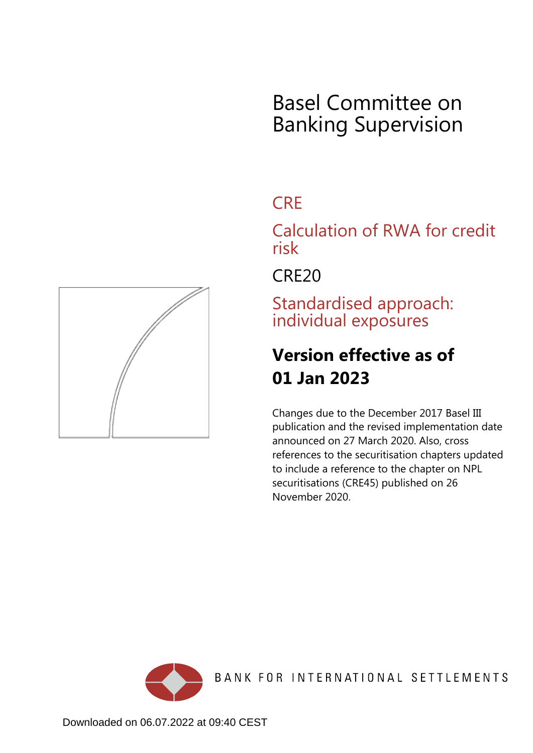# Basel Committee on Banking Supervision

## CRE

## Calculation of RWA for credit risk

## CRE20

## Standardised approach: individual exposures

**Version effective as of**
**01 Jan 2023**

Changes due to the December 2017 Basel III publication and the revised implementation date announced on 27 March 2020. Also, cross references to the securitisation chapters updated to include a reference to the chapter on NPL securitisations (CRE45) published on 26 November 2020.

BANK FOR INTERNATIONAL SETTLEMENTS

Downloaded on 06.07.2022 at 09:40 CEST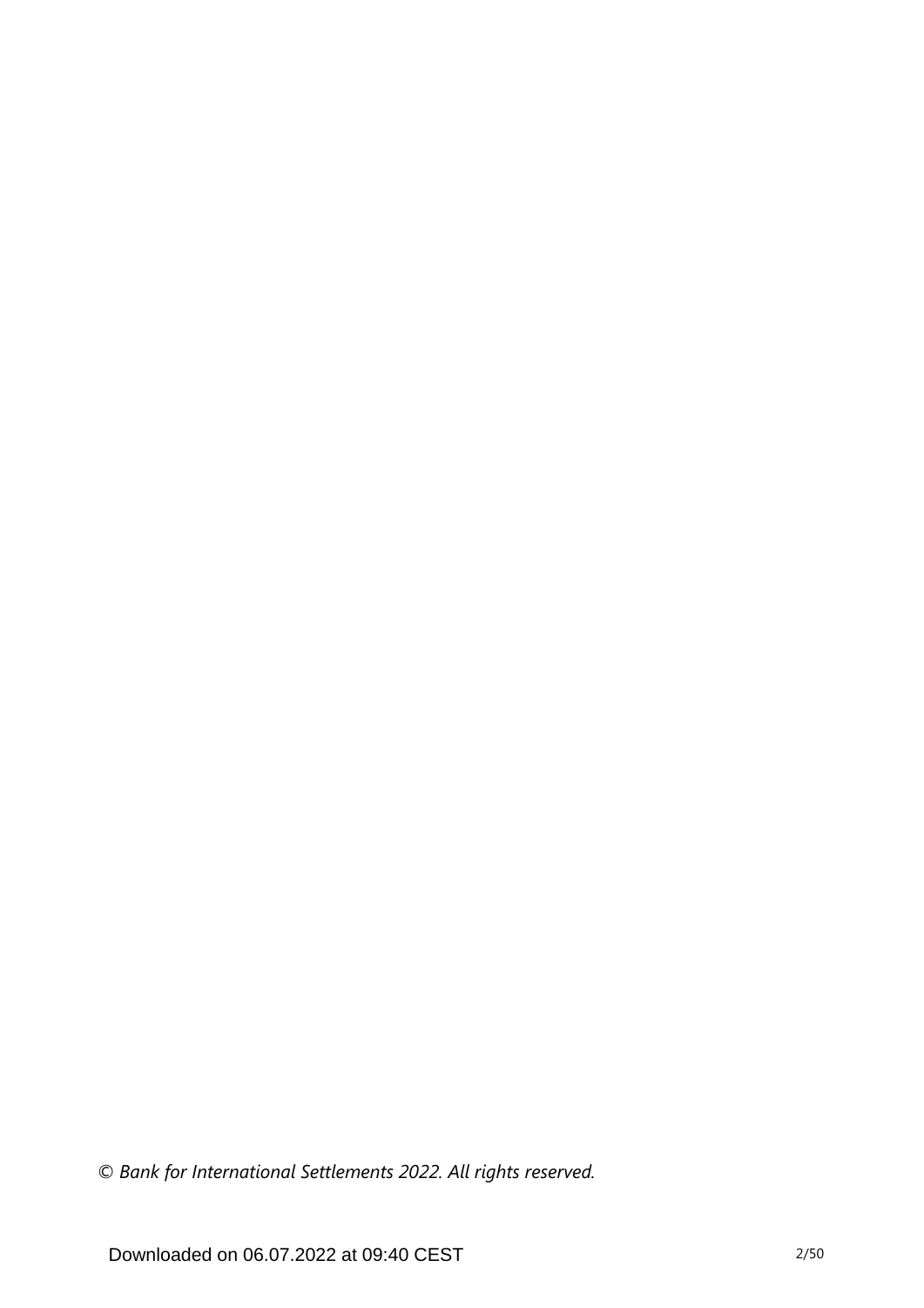*© Bank for International Settlements 2022. All rights reserved.*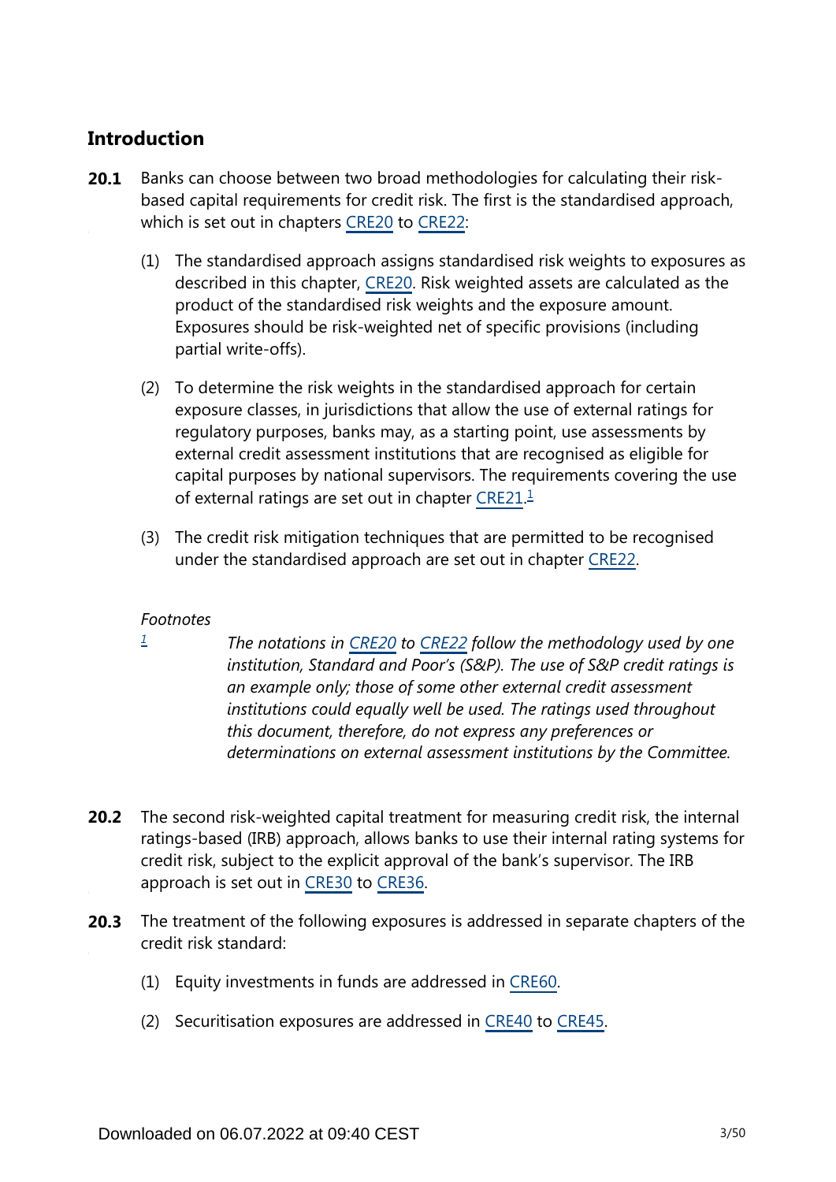## Introduction

**20.1** Banks can choose between two broad methodologies for calculating their risk-based capital requirements for credit risk. The first is the standardised approach, which is set out in chapters CRE20 to CRE22:

(1) The standardised approach assigns standardised risk weights to exposures as described in this chapter, CRE20. Risk weighted assets are calculated as the product of the standardised risk weights and the exposure amount. Exposures should be risk-weighted net of specific provisions (including partial write-offs).

(2) To determine the risk weights in the standardised approach for certain exposure classes, in jurisdictions that allow the use of external ratings for regulatory purposes, banks may, as a starting point, use assessments by external credit assessment institutions that are recognised as eligible for capital purposes by national supervisors. The requirements covering the use of external ratings are set out in chapter CRE21.[1]

(3) The credit risk mitigation techniques that are permitted to be recognised under the standardised approach are set out in chapter CRE22.

*Footnotes*

[1] *The notations in CRE20 to CRE22 follow the methodology used by one institution, Standard and Poor's (S&P). The use of S&P credit ratings is an example only; those of some other external credit assessment institutions could equally well be used. The ratings used throughout this document, therefore, do not express any preferences or determinations on external assessment institutions by the Committee.*

**20.2** The second risk-weighted capital treatment for measuring credit risk, the internal ratings-based (IRB) approach, allows banks to use their internal rating systems for credit risk, subject to the explicit approval of the bank's supervisor. The IRB approach is set out in CRE30 to CRE36.

**20.3** The treatment of the following exposures is addressed in separate chapters of the credit risk standard:

(1) Equity investments in funds are addressed in CRE60.

(2) Securitisation exposures are addressed in CRE40 to CRE45.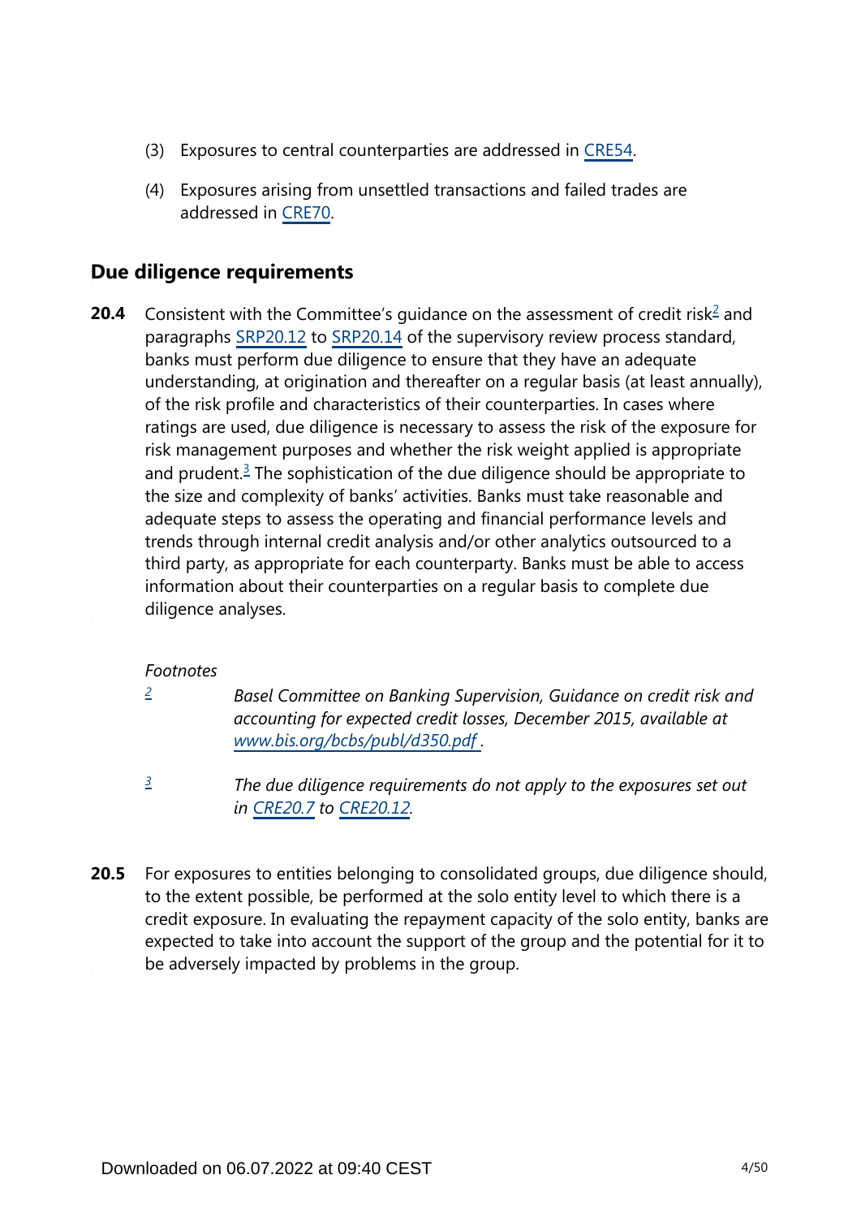(3) Exposures to central counterparties are addressed in CRE54.

(4) Exposures arising from unsettled transactions and failed trades are addressed in CRE70.

## Due diligence requirements

**20.4** Consistent with the Committee's guidance on the assessment of credit risk[2] and paragraphs SRP20.12 to SRP20.14 of the supervisory review process standard, banks must perform due diligence to ensure that they have an adequate understanding, at origination and thereafter on a regular basis (at least annually), of the risk profile and characteristics of their counterparties. In cases where ratings are used, due diligence is necessary to assess the risk of the exposure for risk management purposes and whether the risk weight applied is appropriate and prudent.[3] The sophistication of the due diligence should be appropriate to the size and complexity of banks' activities. Banks must take reasonable and adequate steps to assess the operating and financial performance levels and trends through internal credit analysis and/or other analytics outsourced to a third party, as appropriate for each counterparty. Banks must be able to access information about their counterparties on a regular basis to complete due diligence analyses.

*Footnotes*

[2] *Basel Committee on Banking Supervision, Guidance on credit risk and accounting for expected credit losses, December 2015, available at www.bis.org/bcbs/publ/d350.pdf .*

[3] *The due diligence requirements do not apply to the exposures set out in CRE20.7 to CRE20.12.*

**20.5** For exposures to entities belonging to consolidated groups, due diligence should, to the extent possible, be performed at the solo entity level to which there is a credit exposure. In evaluating the repayment capacity of the solo entity, banks are expected to take into account the support of the group and the potential for it to be adversely impacted by problems in the group.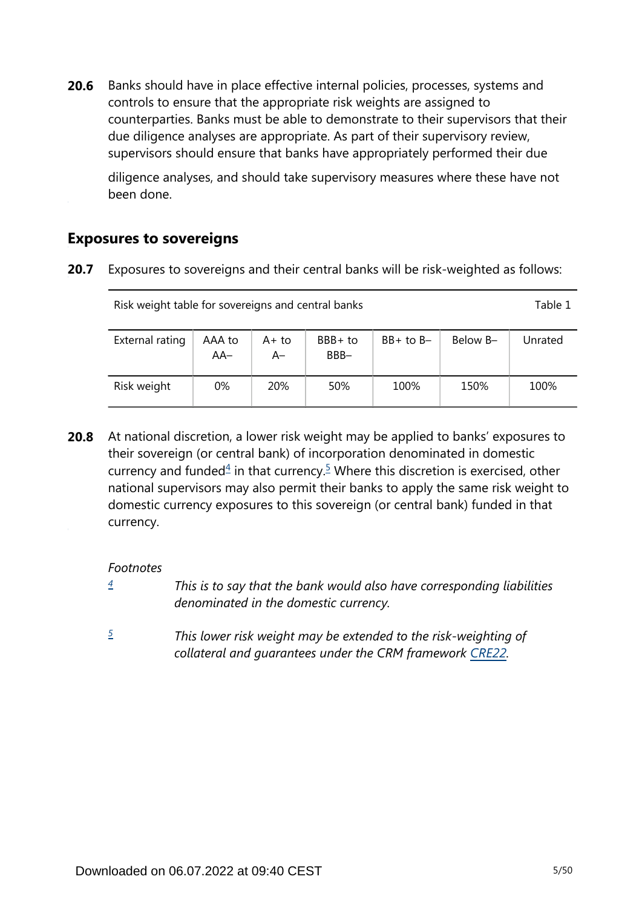**20.6** Banks should have in place effective internal policies, processes, systems and controls to ensure that the appropriate risk weights are assigned to counterparties. Banks must be able to demonstrate to their supervisors that their due diligence analyses are appropriate. As part of their supervisory review, supervisors should ensure that banks have appropriately performed their due diligence analyses, and should take supervisory measures where these have not been done.

## Exposures to sovereigns

**20.7** Exposures to sovereigns and their central banks will be risk-weighted as follows:

Risk weight table for sovereigns and central banks — Table 1

| External rating | AAA to AA– | A+ to A– | BBB+ to BBB– | BB+ to B– | Below B– | Unrated |
|---|---|---|---|---|---|---|
| Risk weight | 0% | 20% | 50% | 100% | 150% | 100% |

**20.8** At national discretion, a lower risk weight may be applied to banks' exposures to their sovereign (or central bank) of incorporation denominated in domestic currency and funded[4] in that currency.[5] Where this discretion is exercised, other national supervisors may also permit their banks to apply the same risk weight to domestic currency exposures to this sovereign (or central bank) funded in that currency.

*Footnotes*

[4] *This is to say that the bank would also have corresponding liabilities denominated in the domestic currency.*

[5] *This lower risk weight may be extended to the risk-weighting of collateral and guarantees under the CRM framework CRE22.*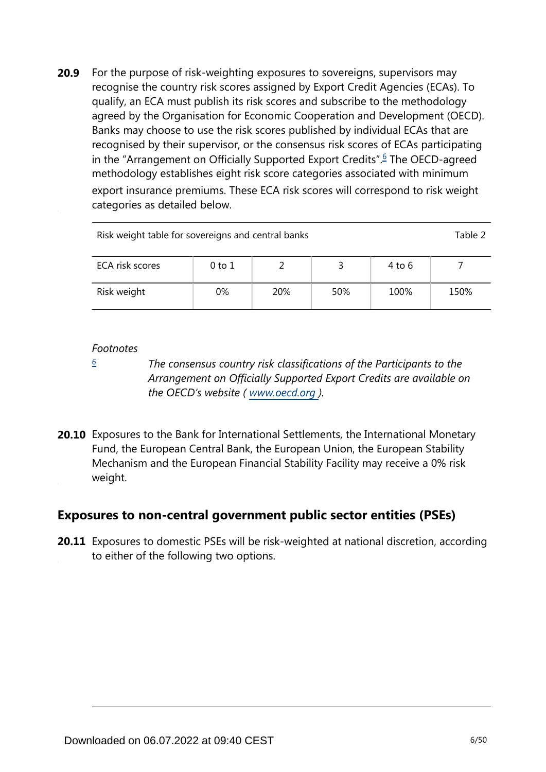**20.9** For the purpose of risk-weighting exposures to sovereigns, supervisors may recognise the country risk scores assigned by Export Credit Agencies (ECAs). To qualify, an ECA must publish its risk scores and subscribe to the methodology agreed by the Organisation for Economic Cooperation and Development (OECD). Banks may choose to use the risk scores published by individual ECAs that are recognised by their supervisor, or the consensus risk scores of ECAs participating in the "Arrangement on Officially Supported Export Credits".[6] The OECD-agreed methodology establishes eight risk score categories associated with minimum export insurance premiums. These ECA risk scores will correspond to risk weight categories as detailed below.

| Risk weight table for sovereigns and central banks | | | | | Table 2 |
|---|---|---|---|---|---|
| ECA risk scores | 0 to 1 | 2 | 3 | 4 to 6 | 7 |
| Risk weight | 0% | 20% | 50% | 100% | 150% |

*Footnotes*

[6] *The consensus country risk classifications of the Participants to the Arrangement on Officially Supported Export Credits are available on the OECD's website ( www.oecd.org ).*

**20.10** Exposures to the Bank for International Settlements, the International Monetary Fund, the European Central Bank, the European Union, the European Stability Mechanism and the European Financial Stability Facility may receive a 0% risk weight.

## Exposures to non-central government public sector entities (PSEs)

**20.11** Exposures to domestic PSEs will be risk-weighted at national discretion, according to either of the following two options.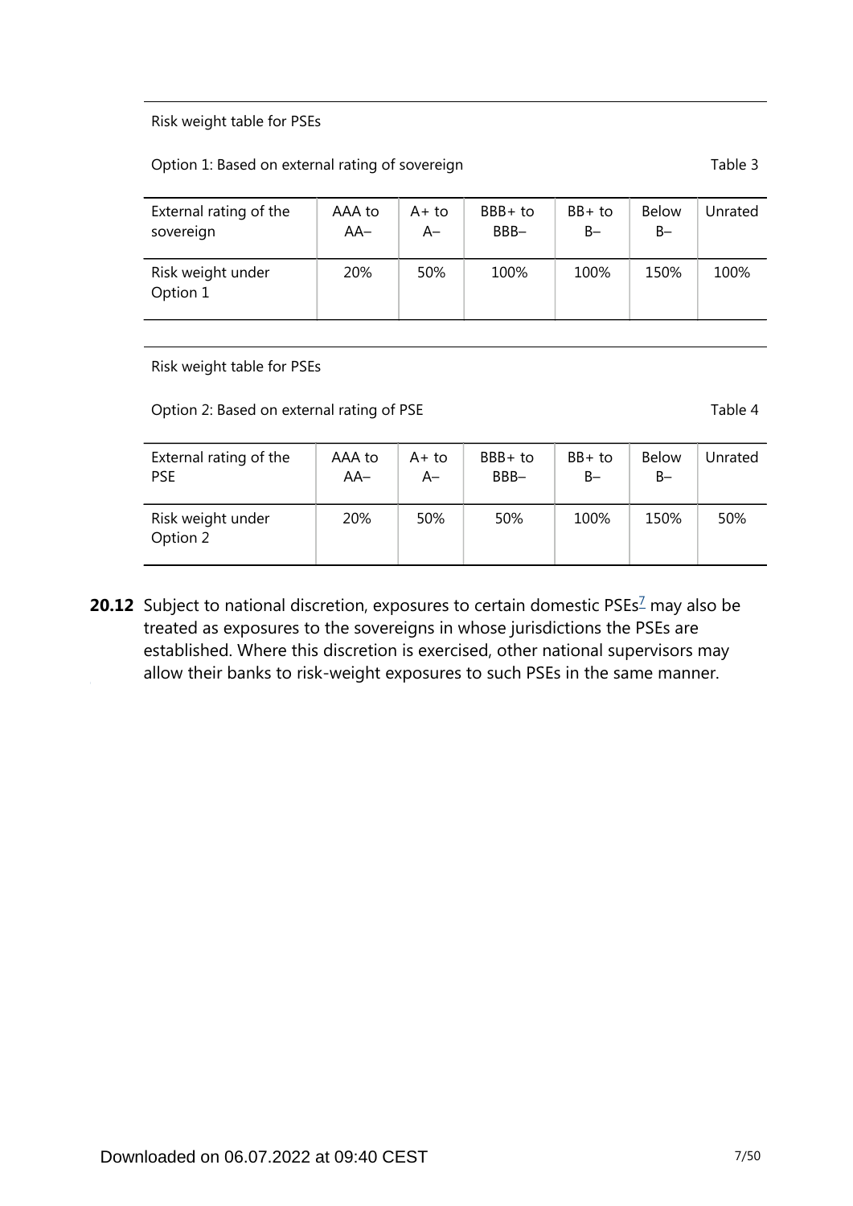Risk weight table for PSEs

Option 1: Based on external rating of sovereign — Table 3

| External rating of the sovereign | AAA to AA– | A+ to A– | BBB+ to BBB– | BB+ to B– | Below B– | Unrated |
|---|---|---|---|---|---|---|
| Risk weight under Option 1 | 20% | 50% | 100% | 100% | 150% | 100% |

Risk weight table for PSEs

Option 2: Based on external rating of PSE — Table 4

| External rating of the PSE | AAA to AA– | A+ to A– | BBB+ to BBB– | BB+ to B– | Below B– | Unrated |
|---|---|---|---|---|---|---|
| Risk weight under Option 2 | 20% | 50% | 50% | 100% | 150% | 50% |

**20.12** Subject to national discretion, exposures to certain domestic PSEs[7] may also be treated as exposures to the sovereigns in whose jurisdictions the PSEs are established. Where this discretion is exercised, other national supervisors may allow their banks to risk-weight exposures to such PSEs in the same manner.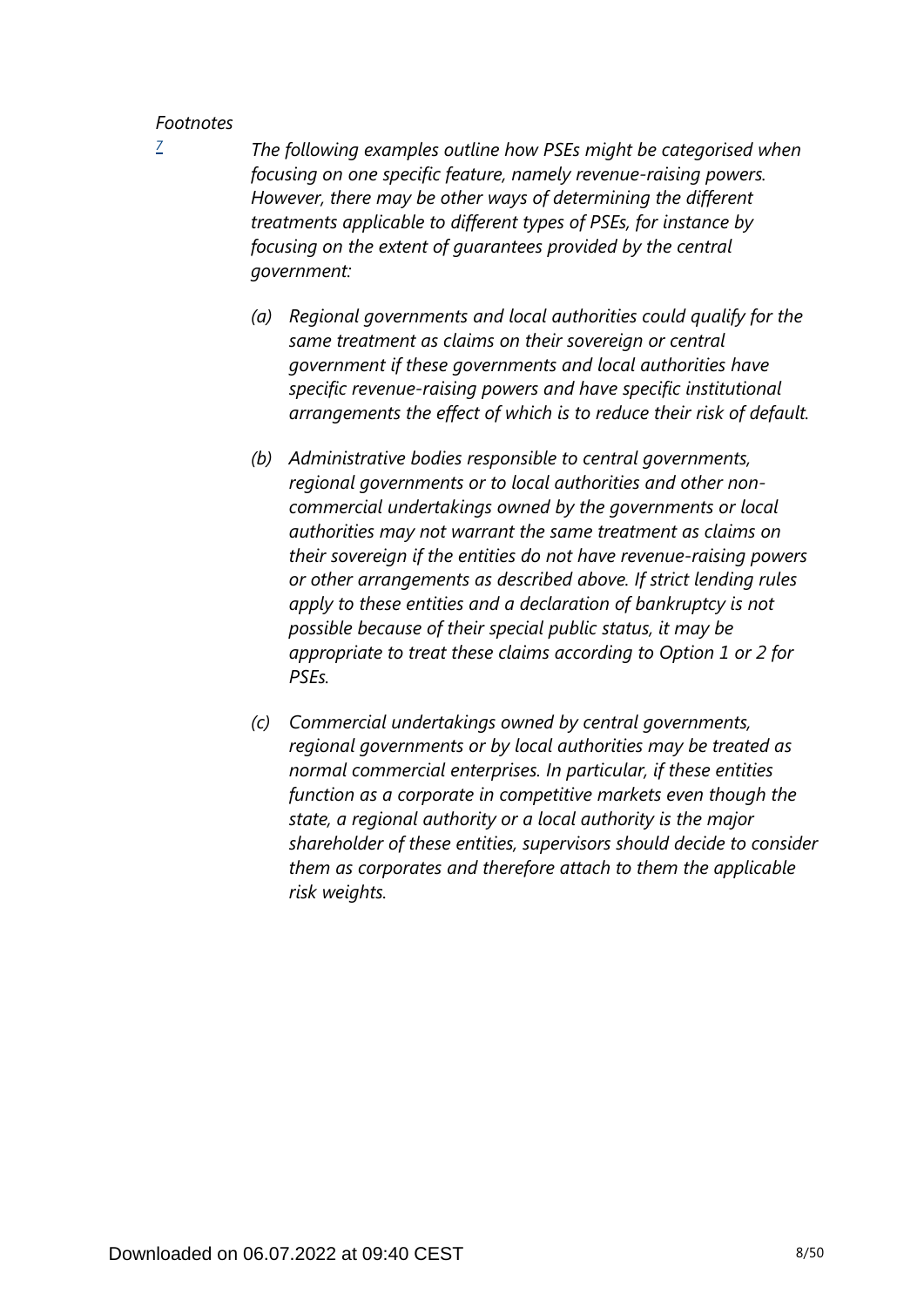*Footnotes*

[7] *The following examples outline how PSEs might be categorised when focusing on one specific feature, namely revenue-raising powers. However, there may be other ways of determining the different treatments applicable to different types of PSEs, for instance by focusing on the extent of guarantees provided by the central government:*

*(a) Regional governments and local authorities could qualify for the same treatment as claims on their sovereign or central government if these governments and local authorities have specific revenue-raising powers and have specific institutional arrangements the effect of which is to reduce their risk of default.*

*(b) Administrative bodies responsible to central governments, regional governments or to local authorities and other non-commercial undertakings owned by the governments or local authorities may not warrant the same treatment as claims on their sovereign if the entities do not have revenue-raising powers or other arrangements as described above. If strict lending rules apply to these entities and a declaration of bankruptcy is not possible because of their special public status, it may be appropriate to treat these claims according to Option 1 or 2 for PSEs.*

*(c) Commercial undertakings owned by central governments, regional governments or by local authorities may be treated as normal commercial enterprises. In particular, if these entities function as a corporate in competitive markets even though the state, a regional authority or a local authority is the major shareholder of these entities, supervisors should decide to consider them as corporates and therefore attach to them the applicable risk weights.*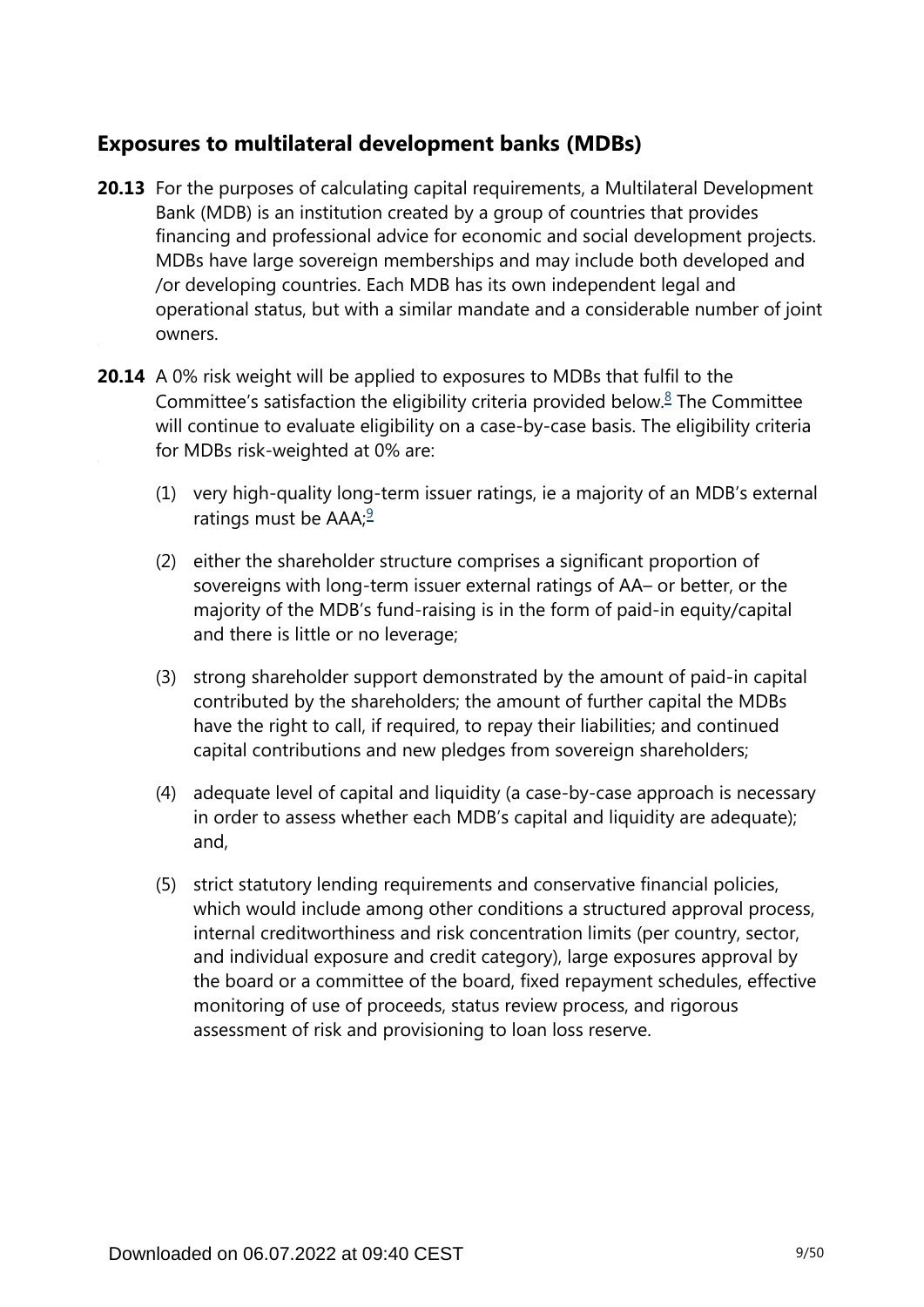## Exposures to multilateral development banks (MDBs)

**20.13** For the purposes of calculating capital requirements, a Multilateral Development Bank (MDB) is an institution created by a group of countries that provides financing and professional advice for economic and social development projects. MDBs have large sovereign memberships and may include both developed and /or developing countries. Each MDB has its own independent legal and operational status, but with a similar mandate and a considerable number of joint owners.

**20.14** A 0% risk weight will be applied to exposures to MDBs that fulfil to the Committee's satisfaction the eligibility criteria provided below.[8] The Committee will continue to evaluate eligibility on a case-by-case basis. The eligibility criteria for MDBs risk-weighted at 0% are:

(1) very high-quality long-term issuer ratings, ie a majority of an MDB's external ratings must be AAA;[9]

(2) either the shareholder structure comprises a significant proportion of sovereigns with long-term issuer external ratings of AA– or better, or the majority of the MDB's fund-raising is in the form of paid-in equity/capital and there is little or no leverage;

(3) strong shareholder support demonstrated by the amount of paid-in capital contributed by the shareholders; the amount of further capital the MDBs have the right to call, if required, to repay their liabilities; and continued capital contributions and new pledges from sovereign shareholders;

(4) adequate level of capital and liquidity (a case-by-case approach is necessary in order to assess whether each MDB's capital and liquidity are adequate); and,

(5) strict statutory lending requirements and conservative financial policies, which would include among other conditions a structured approval process, internal creditworthiness and risk concentration limits (per country, sector, and individual exposure and credit category), large exposures approval by the board or a committee of the board, fixed repayment schedules, effective monitoring of use of proceeds, status review process, and rigorous assessment of risk and provisioning to loan loss reserve.

Downloaded on 06.07.2022 at 09:40 CEST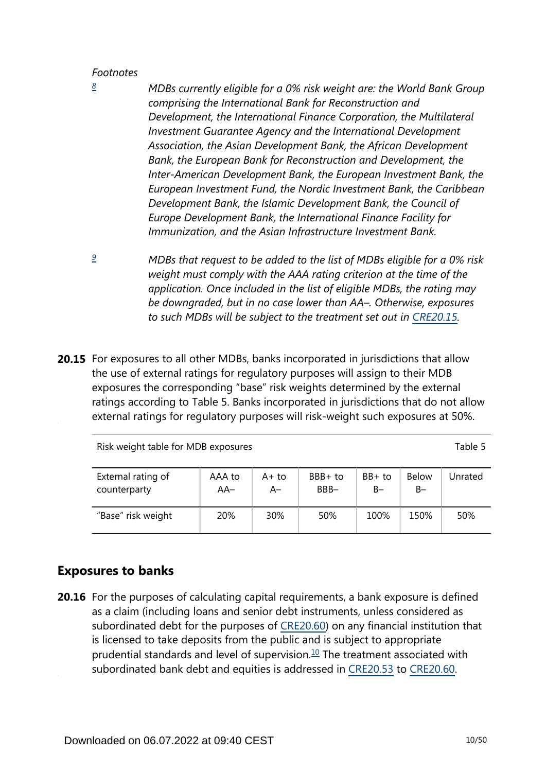*Footnotes*

[8] *MDBs currently eligible for a 0% risk weight are: the World Bank Group comprising the International Bank for Reconstruction and Development, the International Finance Corporation, the Multilateral Investment Guarantee Agency and the International Development Association, the Asian Development Bank, the African Development Bank, the European Bank for Reconstruction and Development, the Inter-American Development Bank, the European Investment Bank, the European Investment Fund, the Nordic Investment Bank, the Caribbean Development Bank, the Islamic Development Bank, the Council of Europe Development Bank, the International Finance Facility for Immunization, and the Asian Infrastructure Investment Bank.*

[9] *MDBs that request to be added to the list of MDBs eligible for a 0% risk weight must comply with the AAA rating criterion at the time of the application. Once included in the list of eligible MDBs, the rating may be downgraded, but in no case lower than AA–. Otherwise, exposures to such MDBs will be subject to the treatment set out in CRE20.15.*

**20.15** For exposures to all other MDBs, banks incorporated in jurisdictions that allow the use of external ratings for regulatory purposes will assign to their MDB exposures the corresponding "base" risk weights determined by the external ratings according to Table 5. Banks incorporated in jurisdictions that do not allow external ratings for regulatory purposes will risk-weight such exposures at 50%.

Risk weight table for MDB exposures — Table 5

| External rating of counterparty | AAA to AA– | A+ to A– | BBB+ to BBB– | BB+ to B– | Below B– | Unrated |
|---|---|---|---|---|---|---|
| "Base" risk weight | 20% | 30% | 50% | 100% | 150% | 50% |

## Exposures to banks

**20.16** For the purposes of calculating capital requirements, a bank exposure is defined as a claim (including loans and senior debt instruments, unless considered as subordinated debt for the purposes of CRE20.60) on any financial institution that is licensed to take deposits from the public and is subject to appropriate prudential standards and level of supervision.[10] The treatment associated with subordinated bank debt and equities is addressed in CRE20.53 to CRE20.60.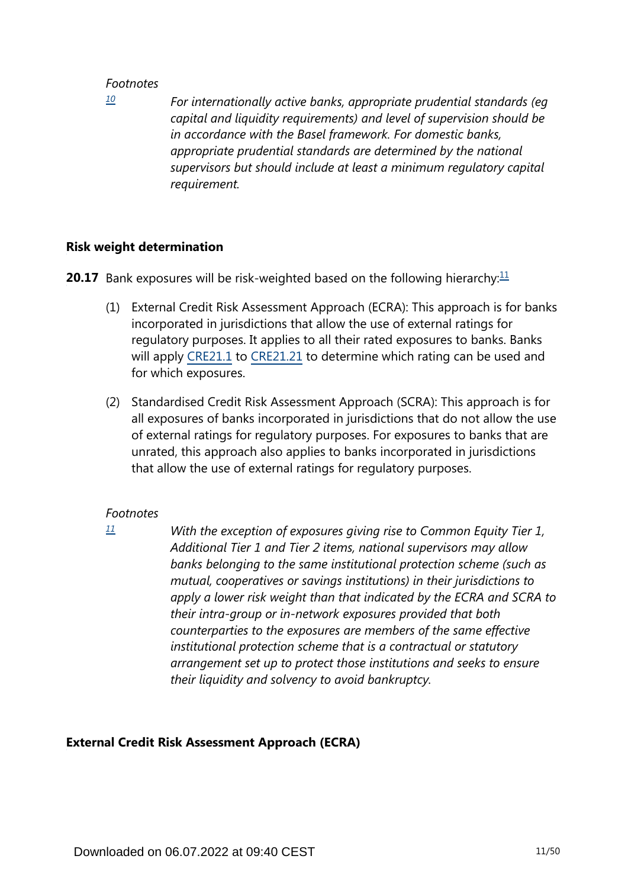*Footnotes*

[10] *For internationally active banks, appropriate prudential standards (eg capital and liquidity requirements) and level of supervision should be in accordance with the Basel framework. For domestic banks, appropriate prudential standards are determined by the national supervisors but should include at least a minimum regulatory capital requirement.*

**Risk weight determination**

**20.17** Bank exposures will be risk-weighted based on the following hierarchy:[11]

(1) External Credit Risk Assessment Approach (ECRA): This approach is for banks incorporated in jurisdictions that allow the use of external ratings for regulatory purposes. It applies to all their rated exposures to banks. Banks will apply CRE21.1 to CRE21.21 to determine which rating can be used and for which exposures.

(2) Standardised Credit Risk Assessment Approach (SCRA): This approach is for all exposures of banks incorporated in jurisdictions that do not allow the use of external ratings for regulatory purposes. For exposures to banks that are unrated, this approach also applies to banks incorporated in jurisdictions that allow the use of external ratings for regulatory purposes.

*Footnotes*

[11] *With the exception of exposures giving rise to Common Equity Tier 1, Additional Tier 1 and Tier 2 items, national supervisors may allow banks belonging to the same institutional protection scheme (such as mutual, cooperatives or savings institutions) in their jurisdictions to apply a lower risk weight than that indicated by the ECRA and SCRA to their intra-group or in-network exposures provided that both counterparties to the exposures are members of the same effective institutional protection scheme that is a contractual or statutory arrangement set up to protect those institutions and seeks to ensure their liquidity and solvency to avoid bankruptcy.*

**External Credit Risk Assessment Approach (ECRA)**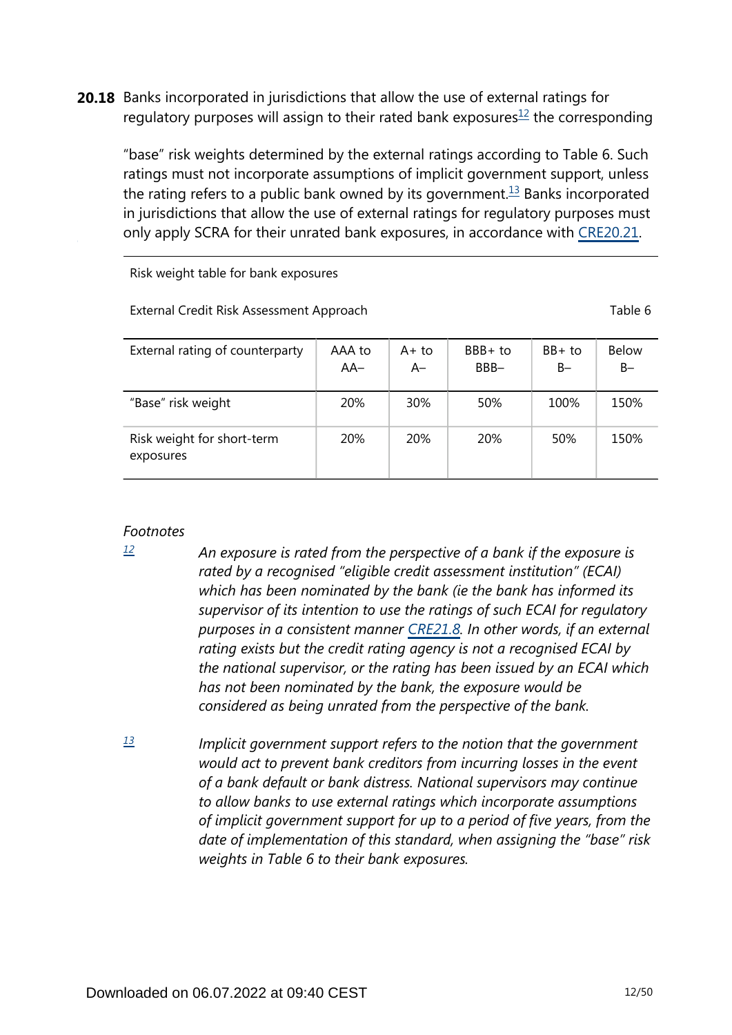**20.18** Banks incorporated in jurisdictions that allow the use of external ratings for regulatory purposes will assign to their rated bank exposures[12] the corresponding "base" risk weights determined by the external ratings according to Table 6. Such ratings must not incorporate assumptions of implicit government support, unless the rating refers to a public bank owned by its government.[13] Banks incorporated in jurisdictions that allow the use of external ratings for regulatory purposes must only apply SCRA for their unrated bank exposures, in accordance with CRE20.21.

Risk weight table for bank exposures

External Credit Risk Assessment Approach — Table 6

| External rating of counterparty | AAA to AA– | A+ to A– | BBB+ to BBB– | BB+ to B– | Below B– |
|---|---|---|---|---|---|
| "Base" risk weight | 20% | 30% | 50% | 100% | 150% |
| Risk weight for short-term exposures | 20% | 20% | 20% | 50% | 150% |

*Footnotes*

[12] *An exposure is rated from the perspective of a bank if the exposure is rated by a recognised "eligible credit assessment institution" (ECAI) which has been nominated by the bank (ie the bank has informed its supervisor of its intention to use the ratings of such ECAI for regulatory purposes in a consistent manner CRE21.8. In other words, if an external rating exists but the credit rating agency is not a recognised ECAI by the national supervisor, or the rating has been issued by an ECAI which has not been nominated by the bank, the exposure would be considered as being unrated from the perspective of the bank.*

[13] *Implicit government support refers to the notion that the government would act to prevent bank creditors from incurring losses in the event of a bank default or bank distress. National supervisors may continue to allow banks to use external ratings which incorporate assumptions of implicit government support for up to a period of five years, from the date of implementation of this standard, when assigning the "base" risk weights in Table 6 to their bank exposures.*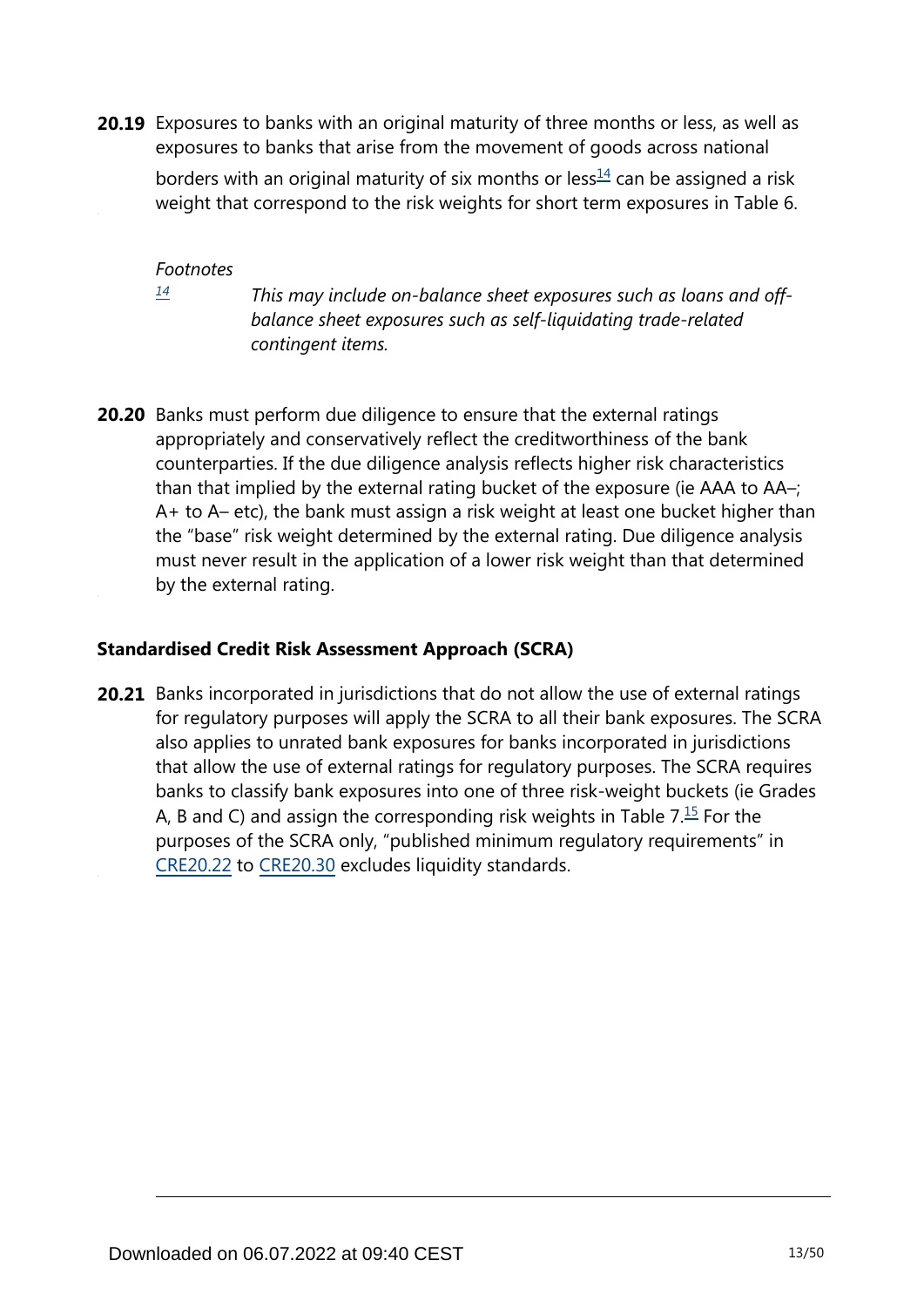**20.19** Exposures to banks with an original maturity of three months or less, as well as exposures to banks that arise from the movement of goods across national borders with an original maturity of six months or less[14] can be assigned a risk weight that correspond to the risk weights for short term exposures in Table 6.

*Footnotes*

[14] *This may include on-balance sheet exposures such as loans and off-balance sheet exposures such as self-liquidating trade-related contingent items.*

**20.20** Banks must perform due diligence to ensure that the external ratings appropriately and conservatively reflect the creditworthiness of the bank counterparties. If the due diligence analysis reflects higher risk characteristics than that implied by the external rating bucket of the exposure (ie AAA to AA–; A+ to A– etc), the bank must assign a risk weight at least one bucket higher than the "base" risk weight determined by the external rating. Due diligence analysis must never result in the application of a lower risk weight than that determined by the external rating.

### Standardised Credit Risk Assessment Approach (SCRA)

**20.21** Banks incorporated in jurisdictions that do not allow the use of external ratings for regulatory purposes will apply the SCRA to all their bank exposures. The SCRA also applies to unrated bank exposures for banks incorporated in jurisdictions that allow the use of external ratings for regulatory purposes. The SCRA requires banks to classify bank exposures into one of three risk-weight buckets (ie Grades A, B and C) and assign the corresponding risk weights in Table 7.[15] For the purposes of the SCRA only, "published minimum regulatory requirements" in CRE20.22 to CRE20.30 excludes liquidity standards.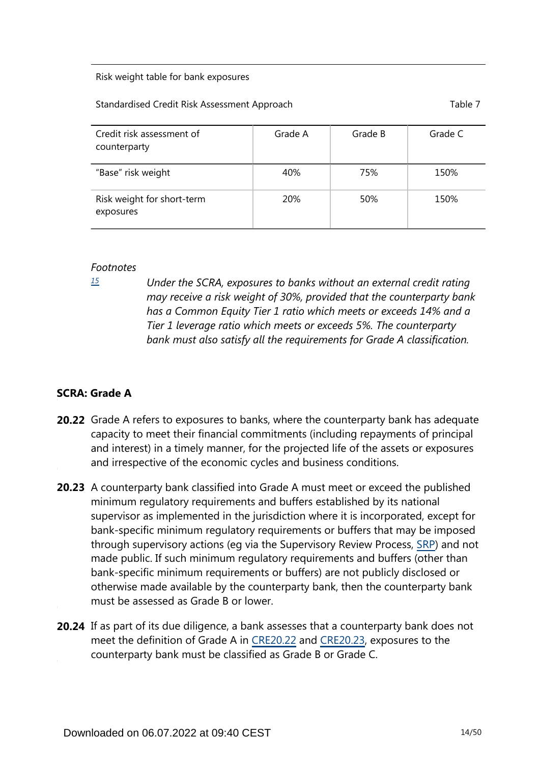Risk weight table for bank exposures

Standardised Credit Risk Assessment Approach — Table 7

| Credit risk assessment of counterparty | Grade A | Grade B | Grade C |
|---|---|---|---|
| "Base" risk weight | 40% | 75% | 150% |
| Risk weight for short-term exposures | 20% | 50% | 150% |

*Footnotes*

[15] *Under the SCRA, exposures to banks without an external credit rating may receive a risk weight of 30%, provided that the counterparty bank has a Common Equity Tier 1 ratio which meets or exceeds 14% and a Tier 1 leverage ratio which meets or exceeds 5%. The counterparty bank must also satisfy all the requirements for Grade A classification.*

## SCRA: Grade A

**20.22** Grade A refers to exposures to banks, where the counterparty bank has adequate capacity to meet their financial commitments (including repayments of principal and interest) in a timely manner, for the projected life of the assets or exposures and irrespective of the economic cycles and business conditions.

**20.23** A counterparty bank classified into Grade A must meet or exceed the published minimum regulatory requirements and buffers established by its national supervisor as implemented in the jurisdiction where it is incorporated, except for bank-specific minimum regulatory requirements or buffers that may be imposed through supervisory actions (eg via the Supervisory Review Process, SRP) and not made public. If such minimum regulatory requirements and buffers (other than bank-specific minimum requirements or buffers) are not publicly disclosed or otherwise made available by the counterparty bank, then the counterparty bank must be assessed as Grade B or lower.

**20.24** If as part of its due diligence, a bank assesses that a counterparty bank does not meet the definition of Grade A in CRE20.22 and CRE20.23, exposures to the counterparty bank must be classified as Grade B or Grade C.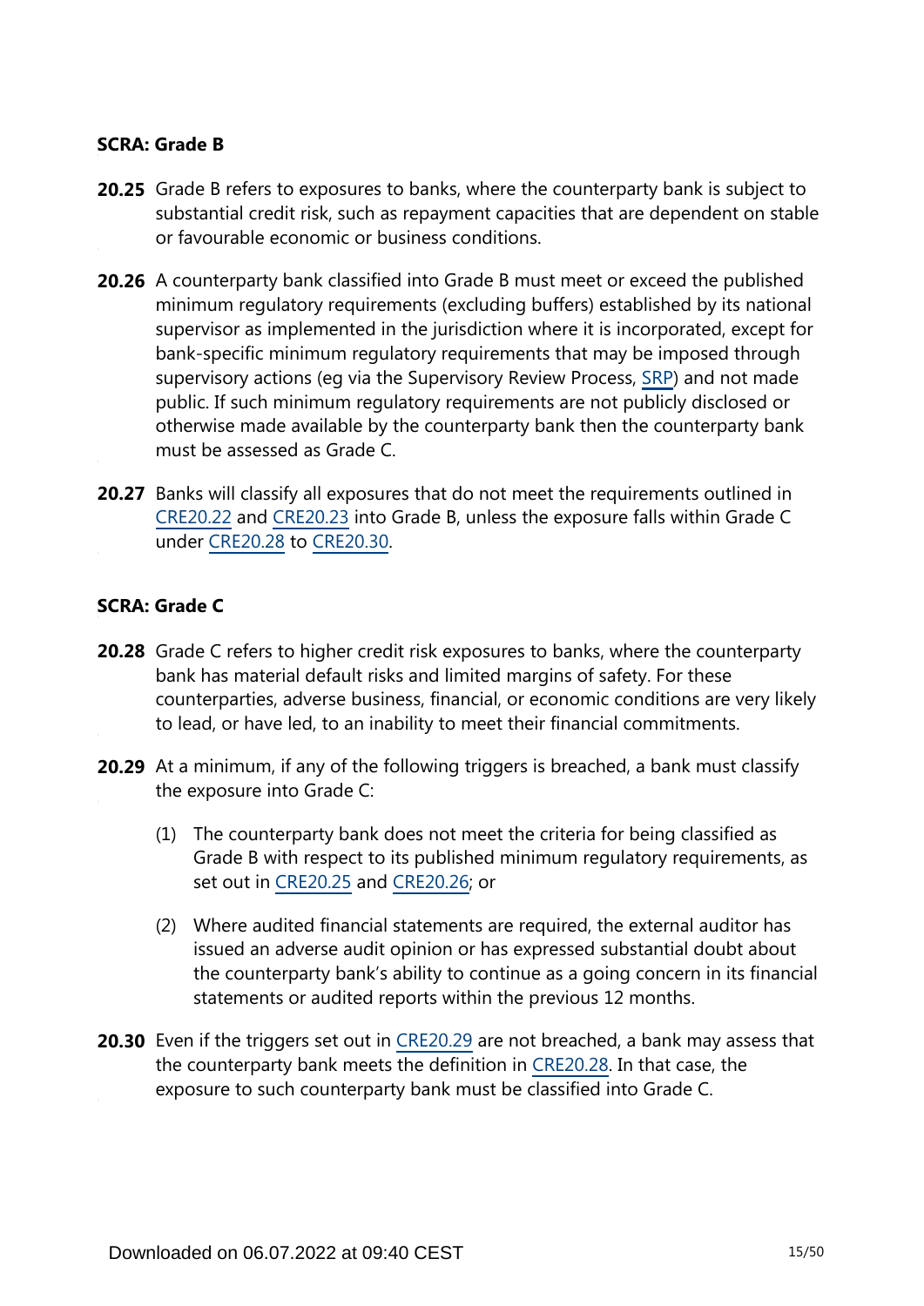### SCRA: Grade B

**20.25** Grade B refers to exposures to banks, where the counterparty bank is subject to substantial credit risk, such as repayment capacities that are dependent on stable or favourable economic or business conditions.

**20.26** A counterparty bank classified into Grade B must meet or exceed the published minimum regulatory requirements (excluding buffers) established by its national supervisor as implemented in the jurisdiction where it is incorporated, except for bank-specific minimum regulatory requirements that may be imposed through supervisory actions (eg via the Supervisory Review Process, SRP) and not made public. If such minimum regulatory requirements are not publicly disclosed or otherwise made available by the counterparty bank then the counterparty bank must be assessed as Grade C.

**20.27** Banks will classify all exposures that do not meet the requirements outlined in CRE20.22 and CRE20.23 into Grade B, unless the exposure falls within Grade C under CRE20.28 to CRE20.30.

### SCRA: Grade C

**20.28** Grade C refers to higher credit risk exposures to banks, where the counterparty bank has material default risks and limited margins of safety. For these counterparties, adverse business, financial, or economic conditions are very likely to lead, or have led, to an inability to meet their financial commitments.

**20.29** At a minimum, if any of the following triggers is breached, a bank must classify the exposure into Grade C:

(1) The counterparty bank does not meet the criteria for being classified as Grade B with respect to its published minimum regulatory requirements, as set out in CRE20.25 and CRE20.26; or

(2) Where audited financial statements are required, the external auditor has issued an adverse audit opinion or has expressed substantial doubt about the counterparty bank's ability to continue as a going concern in its financial statements or audited reports within the previous 12 months.

**20.30** Even if the triggers set out in CRE20.29 are not breached, a bank may assess that the counterparty bank meets the definition in CRE20.28. In that case, the exposure to such counterparty bank must be classified into Grade C.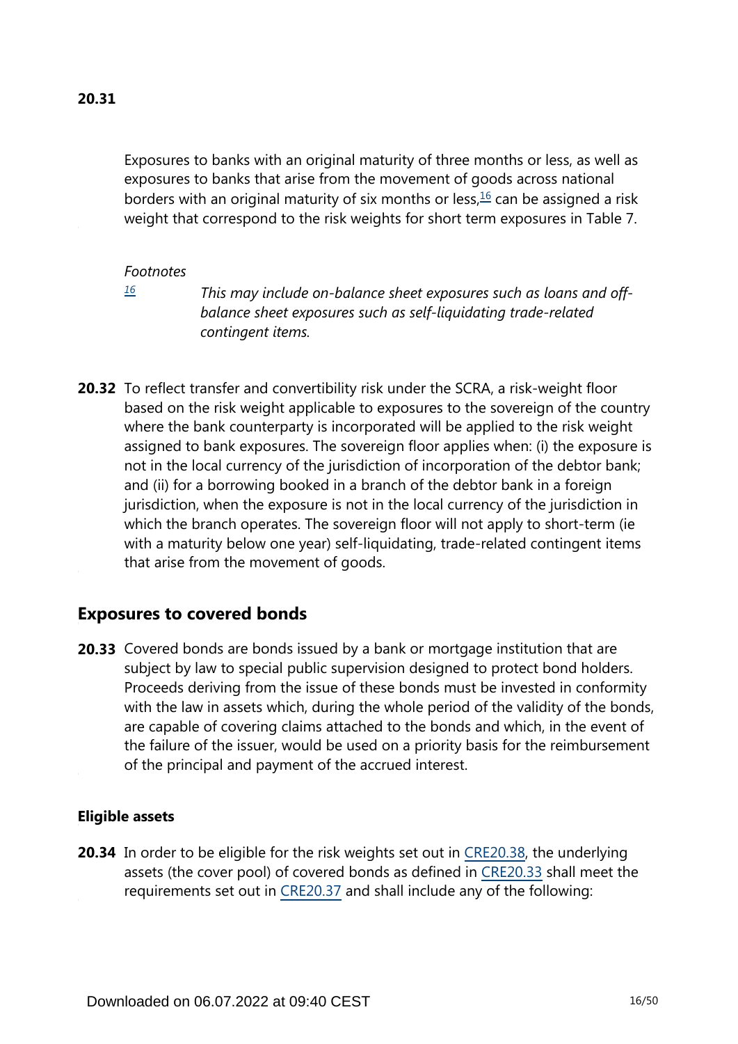**20.31**

Exposures to banks with an original maturity of three months or less, as well as exposures to banks that arise from the movement of goods across national borders with an original maturity of six months or less,[16] can be assigned a risk weight that correspond to the risk weights for short term exposures in Table 7.

*Footnotes*

[16] *This may include on-balance sheet exposures such as loans and off-balance sheet exposures such as self-liquidating trade-related contingent items.*

**20.32** To reflect transfer and convertibility risk under the SCRA, a risk-weight floor based on the risk weight applicable to exposures to the sovereign of the country where the bank counterparty is incorporated will be applied to the risk weight assigned to bank exposures. The sovereign floor applies when: (i) the exposure is not in the local currency of the jurisdiction of incorporation of the debtor bank; and (ii) for a borrowing booked in a branch of the debtor bank in a foreign jurisdiction, when the exposure is not in the local currency of the jurisdiction in which the branch operates. The sovereign floor will not apply to short-term (ie with a maturity below one year) self-liquidating, trade-related contingent items that arise from the movement of goods.

## Exposures to covered bonds

**20.33** Covered bonds are bonds issued by a bank or mortgage institution that are subject by law to special public supervision designed to protect bond holders. Proceeds deriving from the issue of these bonds must be invested in conformity with the law in assets which, during the whole period of the validity of the bonds, are capable of covering claims attached to the bonds and which, in the event of the failure of the issuer, would be used on a priority basis for the reimbursement of the principal and payment of the accrued interest.

### Eligible assets

**20.34** In order to be eligible for the risk weights set out in CRE20.38, the underlying assets (the cover pool) of covered bonds as defined in CRE20.33 shall meet the requirements set out in CRE20.37 and shall include any of the following: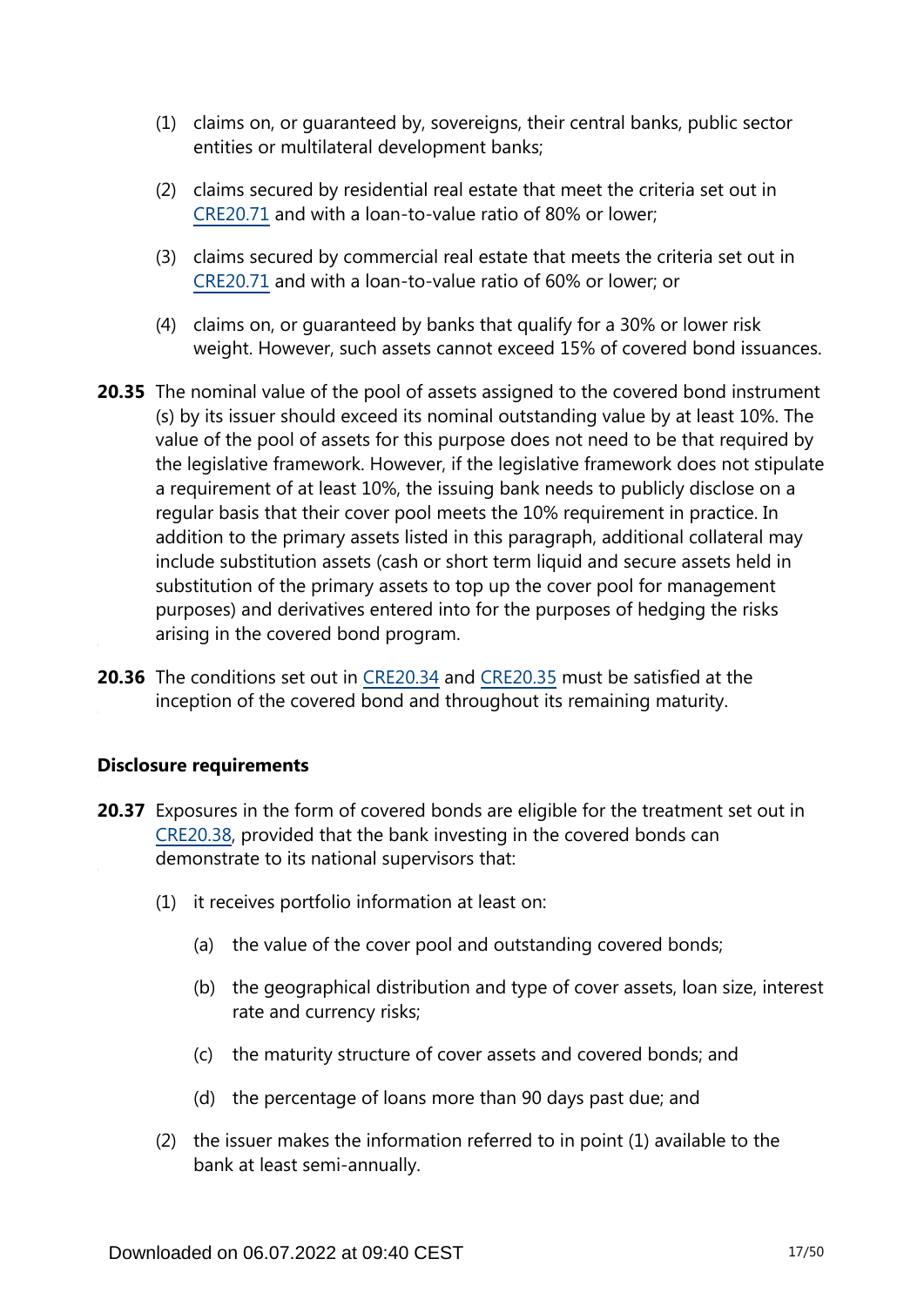(1) claims on, or guaranteed by, sovereigns, their central banks, public sector entities or multilateral development banks;

(2) claims secured by residential real estate that meet the criteria set out in CRE20.71 and with a loan-to-value ratio of 80% or lower;

(3) claims secured by commercial real estate that meets the criteria set out in CRE20.71 and with a loan-to-value ratio of 60% or lower; or

(4) claims on, or guaranteed by banks that qualify for a 30% or lower risk weight. However, such assets cannot exceed 15% of covered bond issuances.

**20.35** The nominal value of the pool of assets assigned to the covered bond instrument(s) by its issuer should exceed its nominal outstanding value by at least 10%. The value of the pool of assets for this purpose does not need to be that required by the legislative framework. However, if the legislative framework does not stipulate a requirement of at least 10%, the issuing bank needs to publicly disclose on a regular basis that their cover pool meets the 10% requirement in practice. In addition to the primary assets listed in this paragraph, additional collateral may include substitution assets (cash or short term liquid and secure assets held in substitution of the primary assets to top up the cover pool for management purposes) and derivatives entered into for the purposes of hedging the risks arising in the covered bond program.

**20.36** The conditions set out in CRE20.34 and CRE20.35 must be satisfied at the inception of the covered bond and throughout its remaining maturity.

**Disclosure requirements**

**20.37** Exposures in the form of covered bonds are eligible for the treatment set out in CRE20.38, provided that the bank investing in the covered bonds can demonstrate to its national supervisors that:

(1) it receives portfolio information at least on:

(a) the value of the cover pool and outstanding covered bonds;

(b) the geographical distribution and type of cover assets, loan size, interest rate and currency risks;

(c) the maturity structure of cover assets and covered bonds; and

(d) the percentage of loans more than 90 days past due; and

(2) the issuer makes the information referred to in point (1) available to the bank at least semi-annually.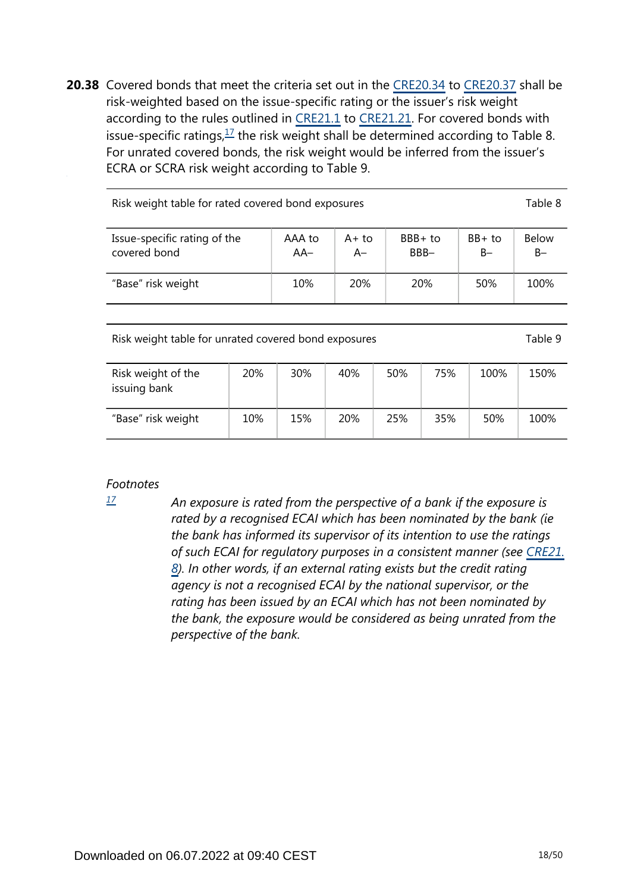**20.38** Covered bonds that meet the criteria set out in the CRE20.34 to CRE20.37 shall be risk-weighted based on the issue-specific rating or the issuer's risk weight according to the rules outlined in CRE21.1 to CRE21.21. For covered bonds with issue-specific ratings,[17] the risk weight shall be determined according to Table 8. For unrated covered bonds, the risk weight would be inferred from the issuer's ECRA or SCRA risk weight according to Table 9.

Risk weight table for rated covered bond exposures — Table 8

| Issue-specific rating of the covered bond | AAA to AA– | A+ to A– | BBB+ to BBB– | BB+ to B– | Below B– |
|---|---|---|---|---|---|
| "Base" risk weight | 10% | 20% | 20% | 50% | 100% |

Risk weight table for unrated covered bond exposures — Table 9

| Risk weight of the issuing bank | 20% | 30% | 40% | 50% | 75% | 100% | 150% |
|---|---|---|---|---|---|---|---|
| "Base" risk weight | 10% | 15% | 20% | 25% | 35% | 50% | 100% |

*Footnotes*

[17] *An exposure is rated from the perspective of a bank if the exposure is rated by a recognised ECAI which has been nominated by the bank (ie the bank has informed its supervisor of its intention to use the ratings of such ECAI for regulatory purposes in a consistent manner (see CRE21.8). In other words, if an external rating exists but the credit rating agency is not a recognised ECAI by the national supervisor, or the rating has been issued by an ECAI which has not been nominated by the bank, the exposure would be considered as being unrated from the perspective of the bank.*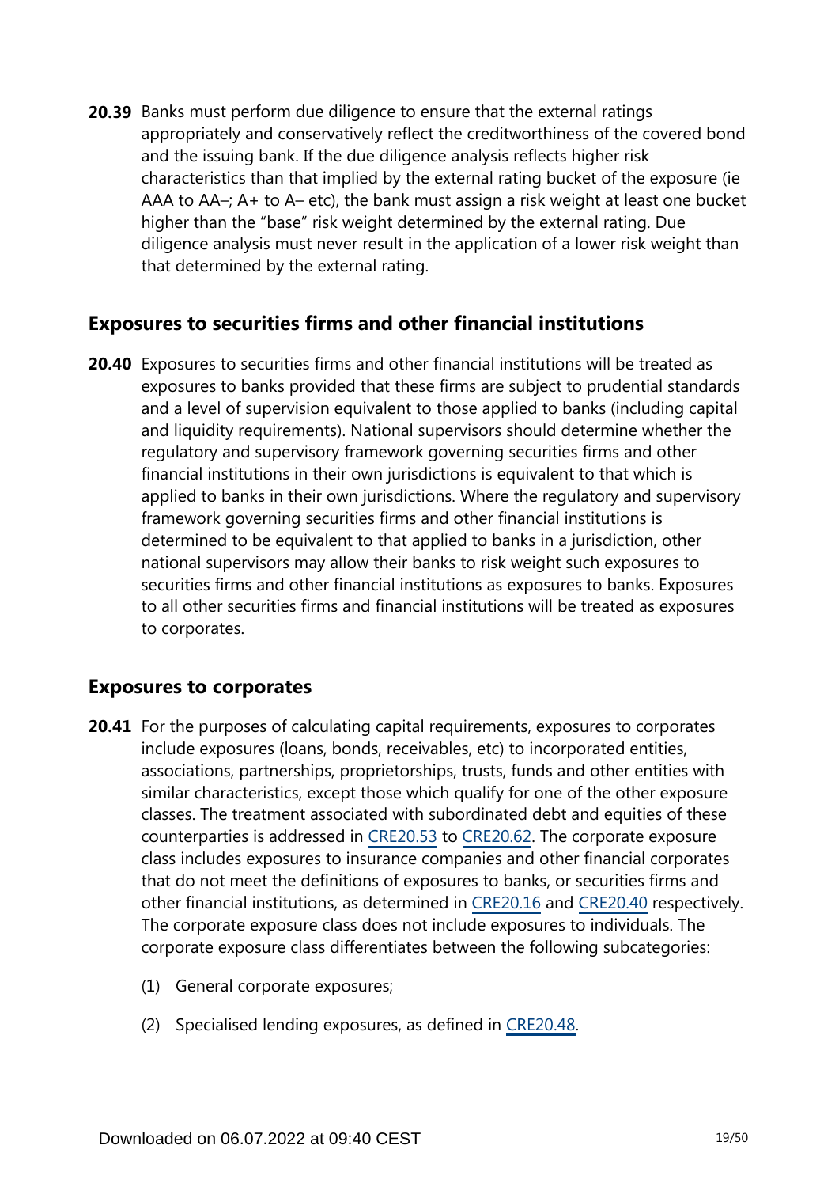**20.39** Banks must perform due diligence to ensure that the external ratings appropriately and conservatively reflect the creditworthiness of the covered bond and the issuing bank. If the due diligence analysis reflects higher risk characteristics than that implied by the external rating bucket of the exposure (ie AAA to AA–; A+ to A– etc), the bank must assign a risk weight at least one bucket higher than the "base" risk weight determined by the external rating. Due diligence analysis must never result in the application of a lower risk weight than that determined by the external rating.

## Exposures to securities firms and other financial institutions

**20.40** Exposures to securities firms and other financial institutions will be treated as exposures to banks provided that these firms are subject to prudential standards and a level of supervision equivalent to those applied to banks (including capital and liquidity requirements). National supervisors should determine whether the regulatory and supervisory framework governing securities firms and other financial institutions in their own jurisdictions is equivalent to that which is applied to banks in their own jurisdictions. Where the regulatory and supervisory framework governing securities firms and other financial institutions is determined to be equivalent to that applied to banks in a jurisdiction, other national supervisors may allow their banks to risk weight such exposures to securities firms and other financial institutions as exposures to banks. Exposures to all other securities firms and financial institutions will be treated as exposures to corporates.

## Exposures to corporates

**20.41** For the purposes of calculating capital requirements, exposures to corporates include exposures (loans, bonds, receivables, etc) to incorporated entities, associations, partnerships, proprietorships, trusts, funds and other entities with similar characteristics, except those which qualify for one of the other exposure classes. The treatment associated with subordinated debt and equities of these counterparties is addressed in CRE20.53 to CRE20.62. The corporate exposure class includes exposures to insurance companies and other financial corporates that do not meet the definitions of exposures to banks, or securities firms and other financial institutions, as determined in CRE20.16 and CRE20.40 respectively. The corporate exposure class does not include exposures to individuals. The corporate exposure class differentiates between the following subcategories:

(1) General corporate exposures;

(2) Specialised lending exposures, as defined in CRE20.48.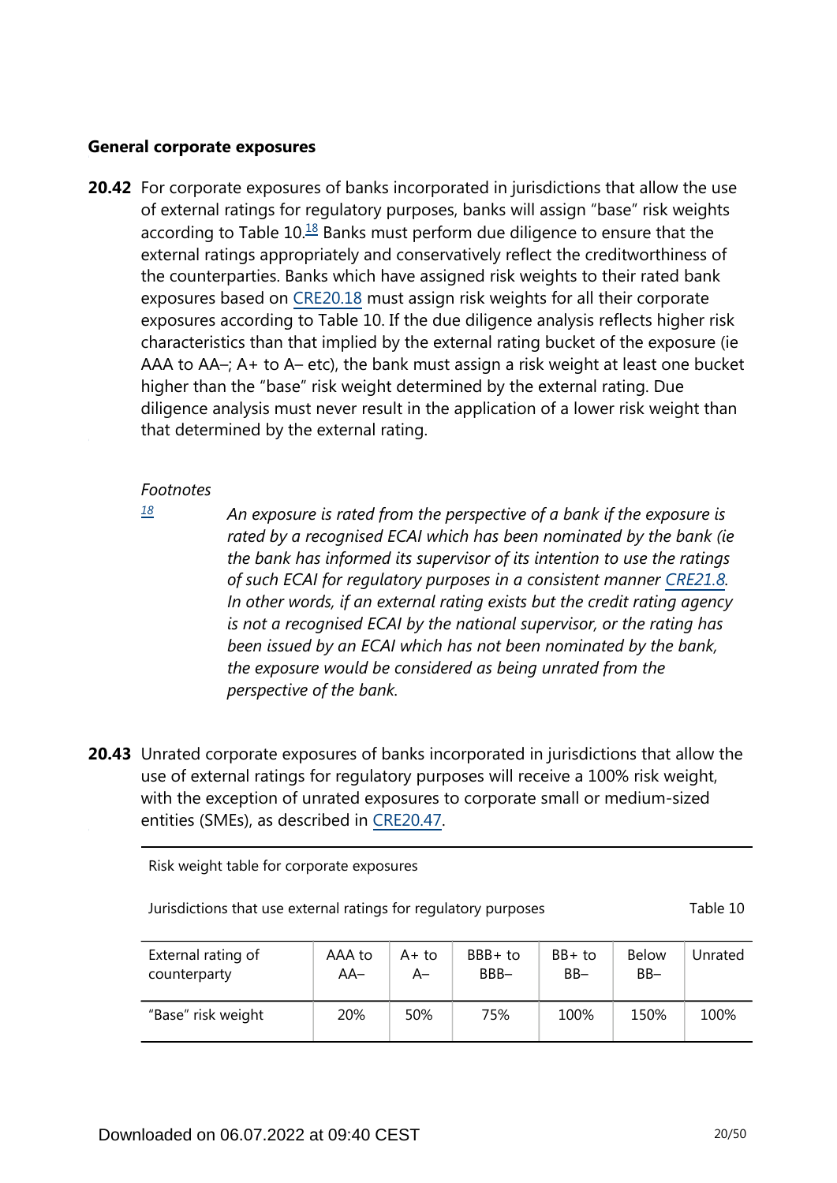### General corporate exposures

**20.42** For corporate exposures of banks incorporated in jurisdictions that allow the use of external ratings for regulatory purposes, banks will assign "base" risk weights according to Table 10.[18] Banks must perform due diligence to ensure that the external ratings appropriately and conservatively reflect the creditworthiness of the counterparties. Banks which have assigned risk weights to their rated bank exposures based on CRE20.18 must assign risk weights for all their corporate exposures according to Table 10. If the due diligence analysis reflects higher risk characteristics than that implied by the external rating bucket of the exposure (ie AAA to AA–; A+ to A– etc), the bank must assign a risk weight at least one bucket higher than the "base" risk weight determined by the external rating. Due diligence analysis must never result in the application of a lower risk weight than that determined by the external rating.

*Footnotes*

[18] *An exposure is rated from the perspective of a bank if the exposure is rated by a recognised ECAI which has been nominated by the bank (ie the bank has informed its supervisor of its intention to use the ratings of such ECAI for regulatory purposes in a consistent manner CRE21.8. In other words, if an external rating exists but the credit rating agency is not a recognised ECAI by the national supervisor, or the rating has been issued by an ECAI which has not been nominated by the bank, the exposure would be considered as being unrated from the perspective of the bank.*

**20.43** Unrated corporate exposures of banks incorporated in jurisdictions that allow the use of external ratings for regulatory purposes will receive a 100% risk weight, with the exception of unrated exposures to corporate small or medium-sized entities (SMEs), as described in CRE20.47.

Risk weight table for corporate exposures

Jurisdictions that use external ratings for regulatory purposes — Table 10

| External rating of counterparty | AAA to AA– | A+ to A– | BBB+ to BBB– | BB+ to BB– | Below BB– | Unrated |
|---|---|---|---|---|---|---|
| "Base" risk weight | 20% | 50% | 75% | 100% | 150% | 100% |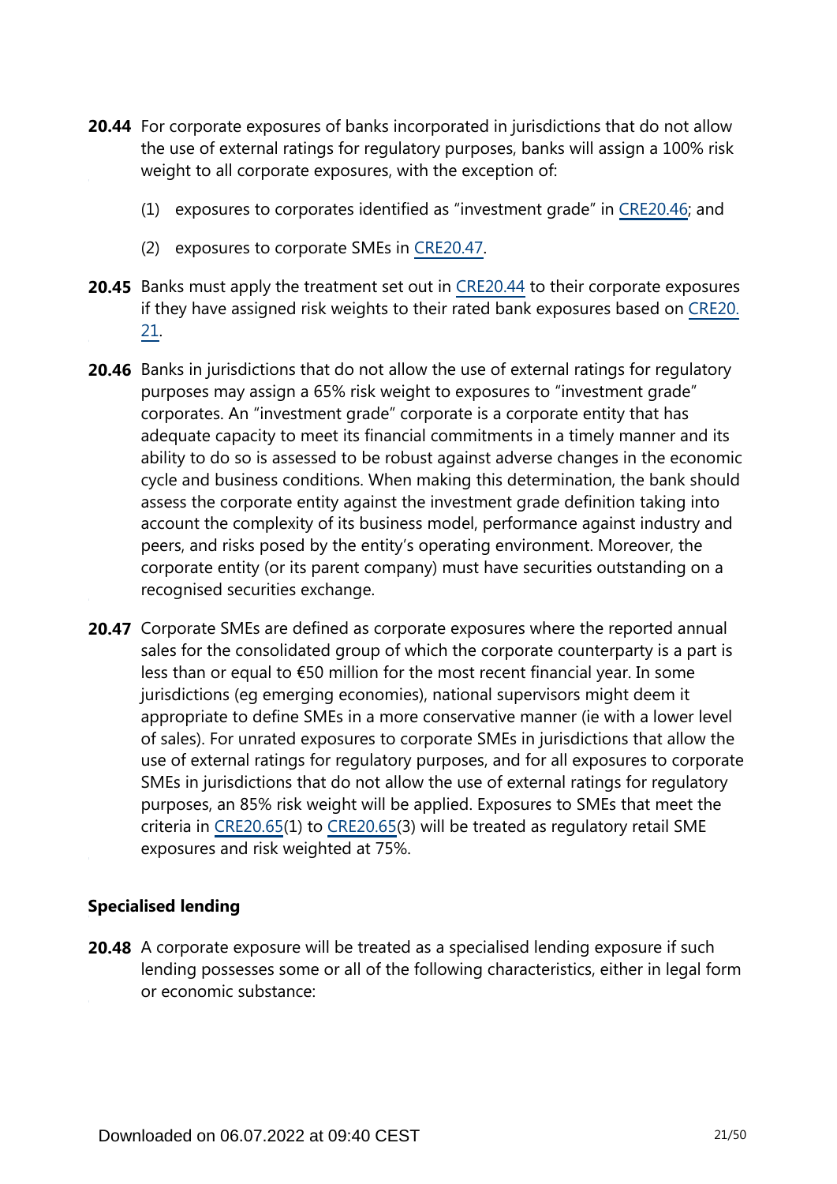**20.44** For corporate exposures of banks incorporated in jurisdictions that do not allow the use of external ratings for regulatory purposes, banks will assign a 100% risk weight to all corporate exposures, with the exception of:

(1) exposures to corporates identified as "investment grade" in CRE20.46; and

(2) exposures to corporate SMEs in CRE20.47.

**20.45** Banks must apply the treatment set out in CRE20.44 to their corporate exposures if they have assigned risk weights to their rated bank exposures based on CRE20.21.

**20.46** Banks in jurisdictions that do not allow the use of external ratings for regulatory purposes may assign a 65% risk weight to exposures to "investment grade" corporates. An "investment grade" corporate is a corporate entity that has adequate capacity to meet its financial commitments in a timely manner and its ability to do so is assessed to be robust against adverse changes in the economic cycle and business conditions. When making this determination, the bank should assess the corporate entity against the investment grade definition taking into account the complexity of its business model, performance against industry and peers, and risks posed by the entity's operating environment. Moreover, the corporate entity (or its parent company) must have securities outstanding on a recognised securities exchange.

**20.47** Corporate SMEs are defined as corporate exposures where the reported annual sales for the consolidated group of which the corporate counterparty is a part is less than or equal to €50 million for the most recent financial year. In some jurisdictions (eg emerging economies), national supervisors might deem it appropriate to define SMEs in a more conservative manner (ie with a lower level of sales). For unrated exposures to corporate SMEs in jurisdictions that allow the use of external ratings for regulatory purposes, and for all exposures to corporate SMEs in jurisdictions that do not allow the use of external ratings for regulatory purposes, an 85% risk weight will be applied. Exposures to SMEs that meet the criteria in CRE20.65(1) to CRE20.65(3) will be treated as regulatory retail SME exposures and risk weighted at 75%.

### Specialised lending

**20.48** A corporate exposure will be treated as a specialised lending exposure if such lending possesses some or all of the following characteristics, either in legal form or economic substance: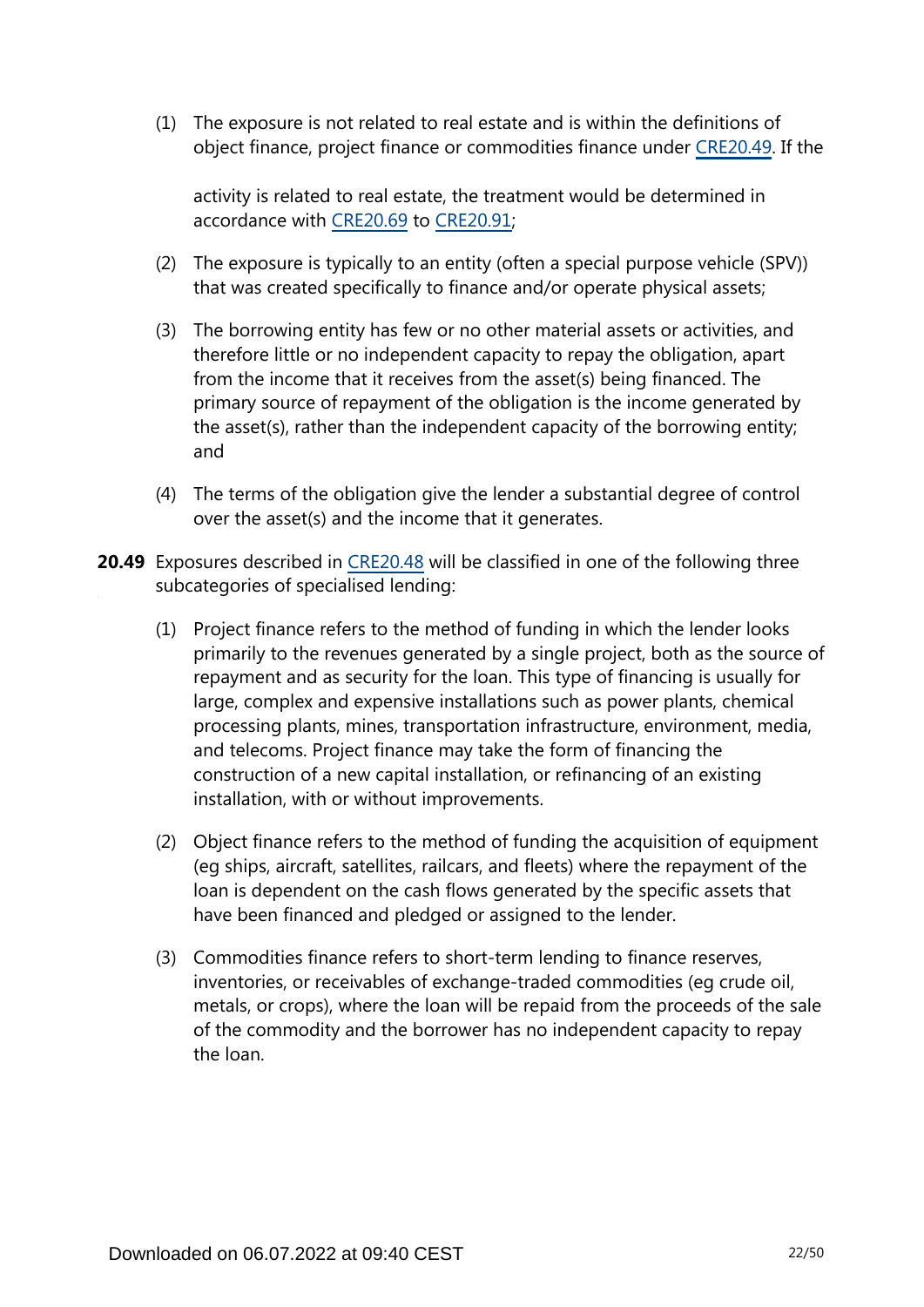(1) The exposure is not related to real estate and is within the definitions of object finance, project finance or commodities finance under CRE20.49. If the activity is related to real estate, the treatment would be determined in accordance with CRE20.69 to CRE20.91;

(2) The exposure is typically to an entity (often a special purpose vehicle (SPV)) that was created specifically to finance and/or operate physical assets;

(3) The borrowing entity has few or no other material assets or activities, and therefore little or no independent capacity to repay the obligation, apart from the income that it receives from the asset(s) being financed. The primary source of repayment of the obligation is the income generated by the asset(s), rather than the independent capacity of the borrowing entity; and

(4) The terms of the obligation give the lender a substantial degree of control over the asset(s) and the income that it generates.

**20.49** Exposures described in CRE20.48 will be classified in one of the following three subcategories of specialised lending:

(1) Project finance refers to the method of funding in which the lender looks primarily to the revenues generated by a single project, both as the source of repayment and as security for the loan. This type of financing is usually for large, complex and expensive installations such as power plants, chemical processing plants, mines, transportation infrastructure, environment, media, and telecoms. Project finance may take the form of financing the construction of a new capital installation, or refinancing of an existing installation, with or without improvements.

(2) Object finance refers to the method of funding the acquisition of equipment (eg ships, aircraft, satellites, railcars, and fleets) where the repayment of the loan is dependent on the cash flows generated by the specific assets that have been financed and pledged or assigned to the lender.

(3) Commodities finance refers to short-term lending to finance reserves, inventories, or receivables of exchange-traded commodities (eg crude oil, metals, or crops), where the loan will be repaid from the proceeds of the sale of the commodity and the borrower has no independent capacity to repay the loan.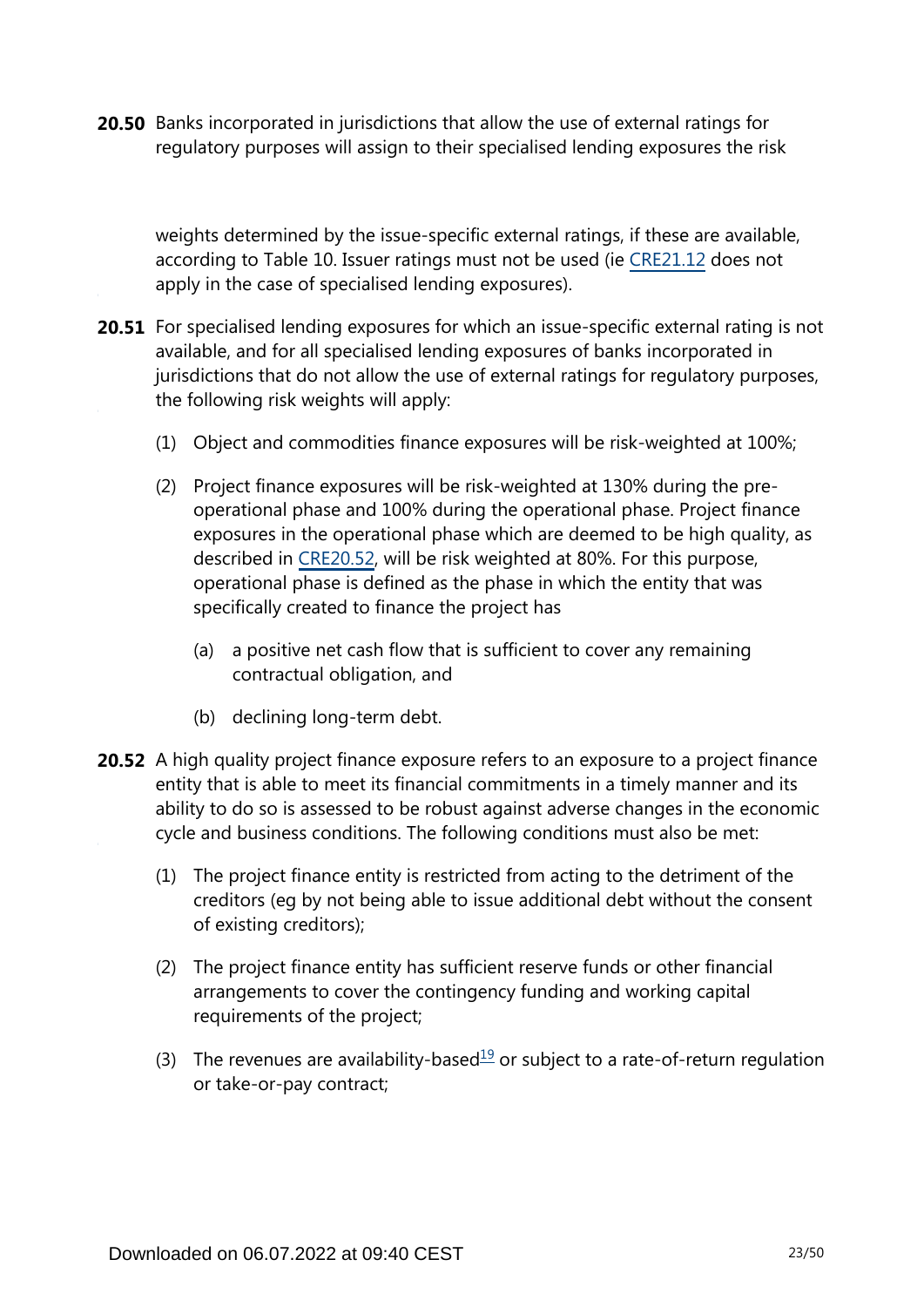**20.50** Banks incorporated in jurisdictions that allow the use of external ratings for regulatory purposes will assign to their specialised lending exposures the risk weights determined by the issue-specific external ratings, if these are available, according to Table 10. Issuer ratings must not be used (ie CRE21.12 does not apply in the case of specialised lending exposures).

**20.51** For specialised lending exposures for which an issue-specific external rating is not available, and for all specialised lending exposures of banks incorporated in jurisdictions that do not allow the use of external ratings for regulatory purposes, the following risk weights will apply:

(1) Object and commodities finance exposures will be risk-weighted at 100%;

(2) Project finance exposures will be risk-weighted at 130% during the pre-operational phase and 100% during the operational phase. Project finance exposures in the operational phase which are deemed to be high quality, as described in CRE20.52, will be risk weighted at 80%. For this purpose, operational phase is defined as the phase in which the entity that was specifically created to finance the project has

  (a) a positive net cash flow that is sufficient to cover any remaining contractual obligation, and

  (b) declining long-term debt.

**20.52** A high quality project finance exposure refers to an exposure to a project finance entity that is able to meet its financial commitments in a timely manner and its ability to do so is assessed to be robust against adverse changes in the economic cycle and business conditions. The following conditions must also be met:

(1) The project finance entity is restricted from acting to the detriment of the creditors (eg by not being able to issue additional debt without the consent of existing creditors);

(2) The project finance entity has sufficient reserve funds or other financial arrangements to cover the contingency funding and working capital requirements of the project;

(3) The revenues are availability-based[19] or subject to a rate-of-return regulation or take-or-pay contract;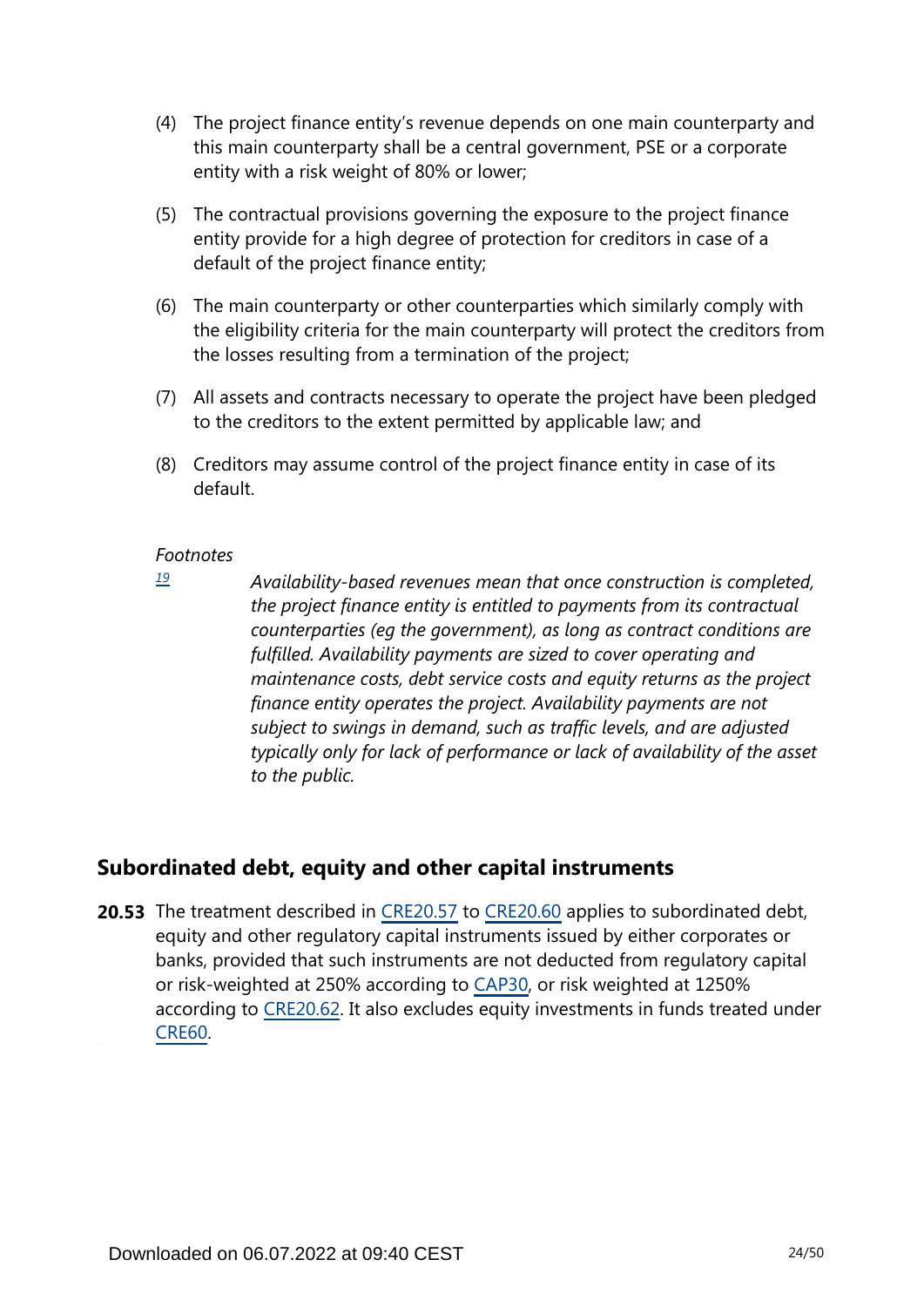(4) The project finance entity's revenue depends on one main counterparty and this main counterparty shall be a central government, PSE or a corporate entity with a risk weight of 80% or lower;

(5) The contractual provisions governing the exposure to the project finance entity provide for a high degree of protection for creditors in case of a default of the project finance entity;

(6) The main counterparty or other counterparties which similarly comply with the eligibility criteria for the main counterparty will protect the creditors from the losses resulting from a termination of the project;

(7) All assets and contracts necessary to operate the project have been pledged to the creditors to the extent permitted by applicable law; and

(8) Creditors may assume control of the project finance entity in case of its default.

*Footnotes*

[19] *Availability-based revenues mean that once construction is completed, the project finance entity is entitled to payments from its contractual counterparties (eg the government), as long as contract conditions are fulfilled. Availability payments are sized to cover operating and maintenance costs, debt service costs and equity returns as the project finance entity operates the project. Availability payments are not subject to swings in demand, such as traffic levels, and are adjusted typically only for lack of performance or lack of availability of the asset to the public.*

## Subordinated debt, equity and other capital instruments

**20.53** The treatment described in CRE20.57 to CRE20.60 applies to subordinated debt, equity and other regulatory capital instruments issued by either corporates or banks, provided that such instruments are not deducted from regulatory capital or risk-weighted at 250% according to CAP30, or risk weighted at 1250% according to CRE20.62. It also excludes equity investments in funds treated under CRE60.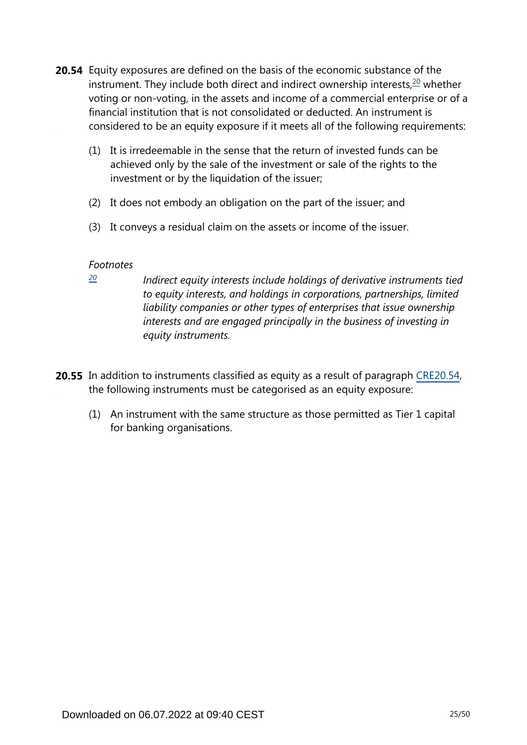**20.54** Equity exposures are defined on the basis of the economic substance of the instrument. They include both direct and indirect ownership interests,[20] whether voting or non-voting, in the assets and income of a commercial enterprise or of a financial institution that is not consolidated or deducted. An instrument is considered to be an equity exposure if it meets all of the following requirements:

(1) It is irredeemable in the sense that the return of invested funds can be achieved only by the sale of the investment or sale of the rights to the investment or by the liquidation of the issuer;

(2) It does not embody an obligation on the part of the issuer; and

(3) It conveys a residual claim on the assets or income of the issuer.

*Footnotes*

[20] *Indirect equity interests include holdings of derivative instruments tied to equity interests, and holdings in corporations, partnerships, limited liability companies or other types of enterprises that issue ownership interests and are engaged principally in the business of investing in equity instruments.*

**20.55** In addition to instruments classified as equity as a result of paragraph CRE20.54, the following instruments must be categorised as an equity exposure:

(1) An instrument with the same structure as those permitted as Tier 1 capital for banking organisations.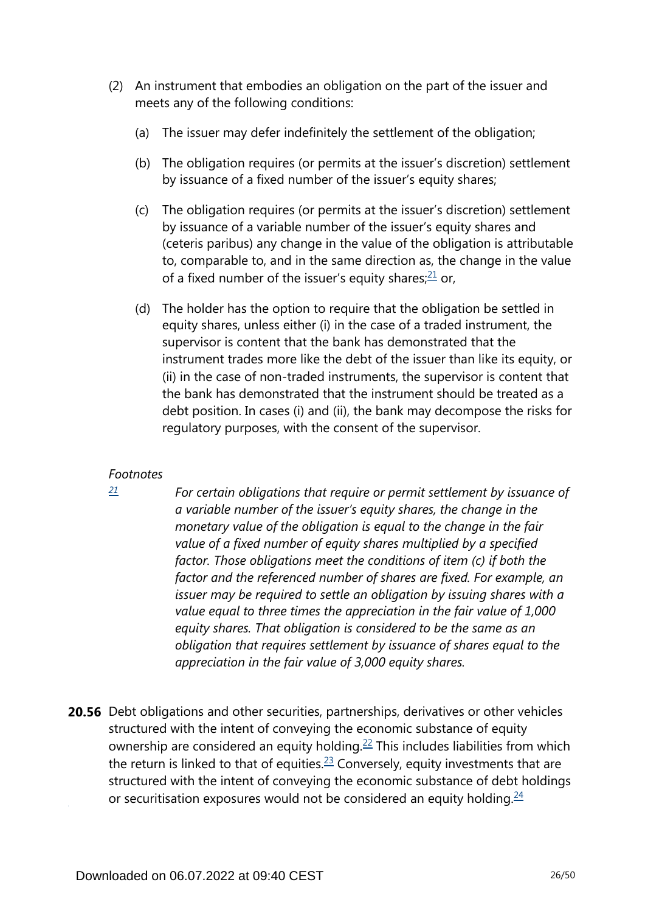(2) An instrument that embodies an obligation on the part of the issuer and meets any of the following conditions:

(a) The issuer may defer indefinitely the settlement of the obligation;

(b) The obligation requires (or permits at the issuer's discretion) settlement by issuance of a fixed number of the issuer's equity shares;

(c) The obligation requires (or permits at the issuer's discretion) settlement by issuance of a variable number of the issuer's equity shares and (ceteris paribus) any change in the value of the obligation is attributable to, comparable to, and in the same direction as, the change in the value of a fixed number of the issuer's equity shares;[21] or,

(d) The holder has the option to require that the obligation be settled in equity shares, unless either (i) in the case of a traded instrument, the supervisor is content that the bank has demonstrated that the instrument trades more like the debt of the issuer than like its equity, or (ii) in the case of non-traded instruments, the supervisor is content that the bank has demonstrated that the instrument should be treated as a debt position. In cases (i) and (ii), the bank may decompose the risks for regulatory purposes, with the consent of the supervisor.

*Footnotes*

[21] *For certain obligations that require or permit settlement by issuance of a variable number of the issuer's equity shares, the change in the monetary value of the obligation is equal to the change in the fair value of a fixed number of equity shares multiplied by a specified factor. Those obligations meet the conditions of item (c) if both the factor and the referenced number of shares are fixed. For example, an issuer may be required to settle an obligation by issuing shares with a value equal to three times the appreciation in the fair value of 1,000 equity shares. That obligation is considered to be the same as an obligation that requires settlement by issuance of shares equal to the appreciation in the fair value of 3,000 equity shares.*

**20.56** Debt obligations and other securities, partnerships, derivatives or other vehicles structured with the intent of conveying the economic substance of equity ownership are considered an equity holding.[22] This includes liabilities from which the return is linked to that of equities.[23] Conversely, equity investments that are structured with the intent of conveying the economic substance of debt holdings or securitisation exposures would not be considered an equity holding.[24]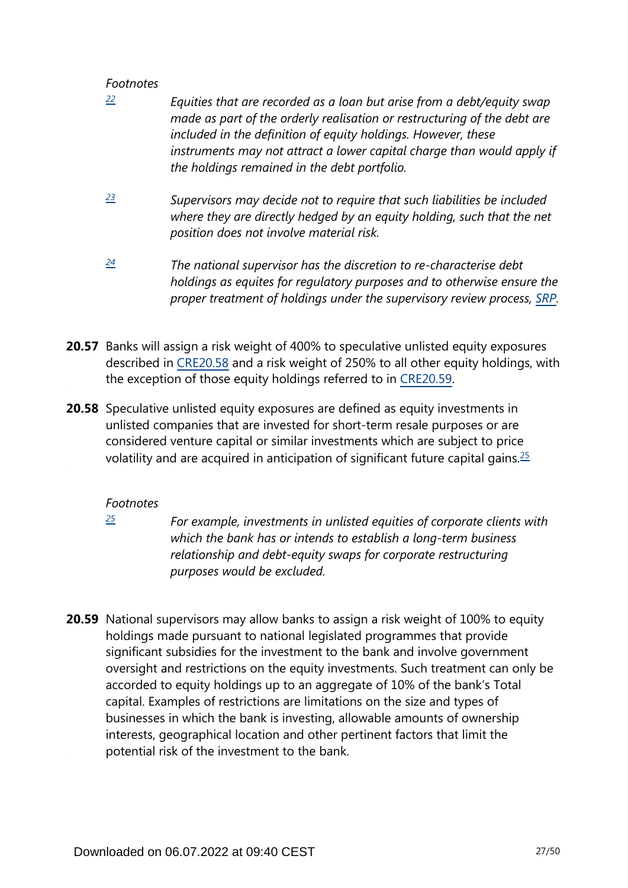*Footnotes*

[22] *Equities that are recorded as a loan but arise from a debt/equity swap made as part of the orderly realisation or restructuring of the debt are included in the definition of equity holdings. However, these instruments may not attract a lower capital charge than would apply if the holdings remained in the debt portfolio.*

[23] *Supervisors may decide not to require that such liabilities be included where they are directly hedged by an equity holding, such that the net position does not involve material risk.*

[24] *The national supervisor has the discretion to re-characterise debt holdings as equites for regulatory purposes and to otherwise ensure the proper treatment of holdings under the supervisory review process, SRP.*

**20.57** Banks will assign a risk weight of 400% to speculative unlisted equity exposures described in CRE20.58 and a risk weight of 250% to all other equity holdings, with the exception of those equity holdings referred to in CRE20.59.

**20.58** Speculative unlisted equity exposures are defined as equity investments in unlisted companies that are invested for short-term resale purposes or are considered venture capital or similar investments which are subject to price volatility and are acquired in anticipation of significant future capital gains.[25]

*Footnotes*

[25] *For example, investments in unlisted equities of corporate clients with which the bank has or intends to establish a long-term business relationship and debt-equity swaps for corporate restructuring purposes would be excluded.*

**20.59** National supervisors may allow banks to assign a risk weight of 100% to equity holdings made pursuant to national legislated programmes that provide significant subsidies for the investment to the bank and involve government oversight and restrictions on the equity investments. Such treatment can only be accorded to equity holdings up to an aggregate of 10% of the bank's Total capital. Examples of restrictions are limitations on the size and types of businesses in which the bank is investing, allowable amounts of ownership interests, geographical location and other pertinent factors that limit the potential risk of the investment to the bank.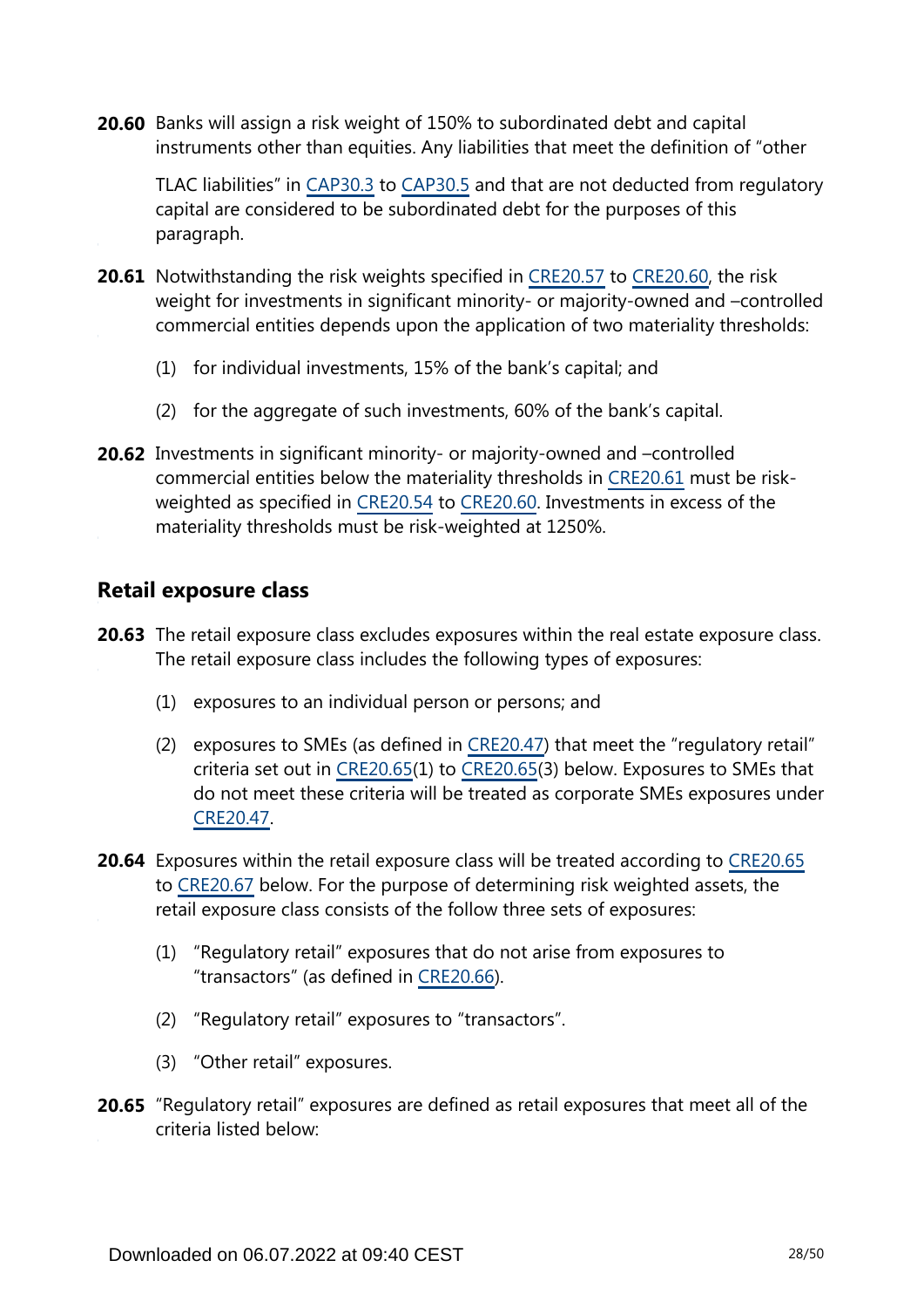**20.60** Banks will assign a risk weight of 150% to subordinated debt and capital instruments other than equities. Any liabilities that meet the definition of "other TLAC liabilities" in CAP30.3 to CAP30.5 and that are not deducted from regulatory capital are considered to be subordinated debt for the purposes of this paragraph.

**20.61** Notwithstanding the risk weights specified in CRE20.57 to CRE20.60, the risk weight for investments in significant minority- or majority-owned and –controlled commercial entities depends upon the application of two materiality thresholds:

(1) for individual investments, 15% of the bank's capital; and

(2) for the aggregate of such investments, 60% of the bank's capital.

**20.62** Investments in significant minority- or majority-owned and –controlled commercial entities below the materiality thresholds in CRE20.61 must be risk-weighted as specified in CRE20.54 to CRE20.60. Investments in excess of the materiality thresholds must be risk-weighted at 1250%.

## Retail exposure class

**20.63** The retail exposure class excludes exposures within the real estate exposure class. The retail exposure class includes the following types of exposures:

(1) exposures to an individual person or persons; and

(2) exposures to SMEs (as defined in CRE20.47) that meet the "regulatory retail" criteria set out in CRE20.65(1) to CRE20.65(3) below. Exposures to SMEs that do not meet these criteria will be treated as corporate SMEs exposures under CRE20.47.

**20.64** Exposures within the retail exposure class will be treated according to CRE20.65 to CRE20.67 below. For the purpose of determining risk weighted assets, the retail exposure class consists of the follow three sets of exposures:

(1) "Regulatory retail" exposures that do not arise from exposures to "transactors" (as defined in CRE20.66).

(2) "Regulatory retail" exposures to "transactors".

(3) "Other retail" exposures.

**20.65** "Regulatory retail" exposures are defined as retail exposures that meet all of the criteria listed below: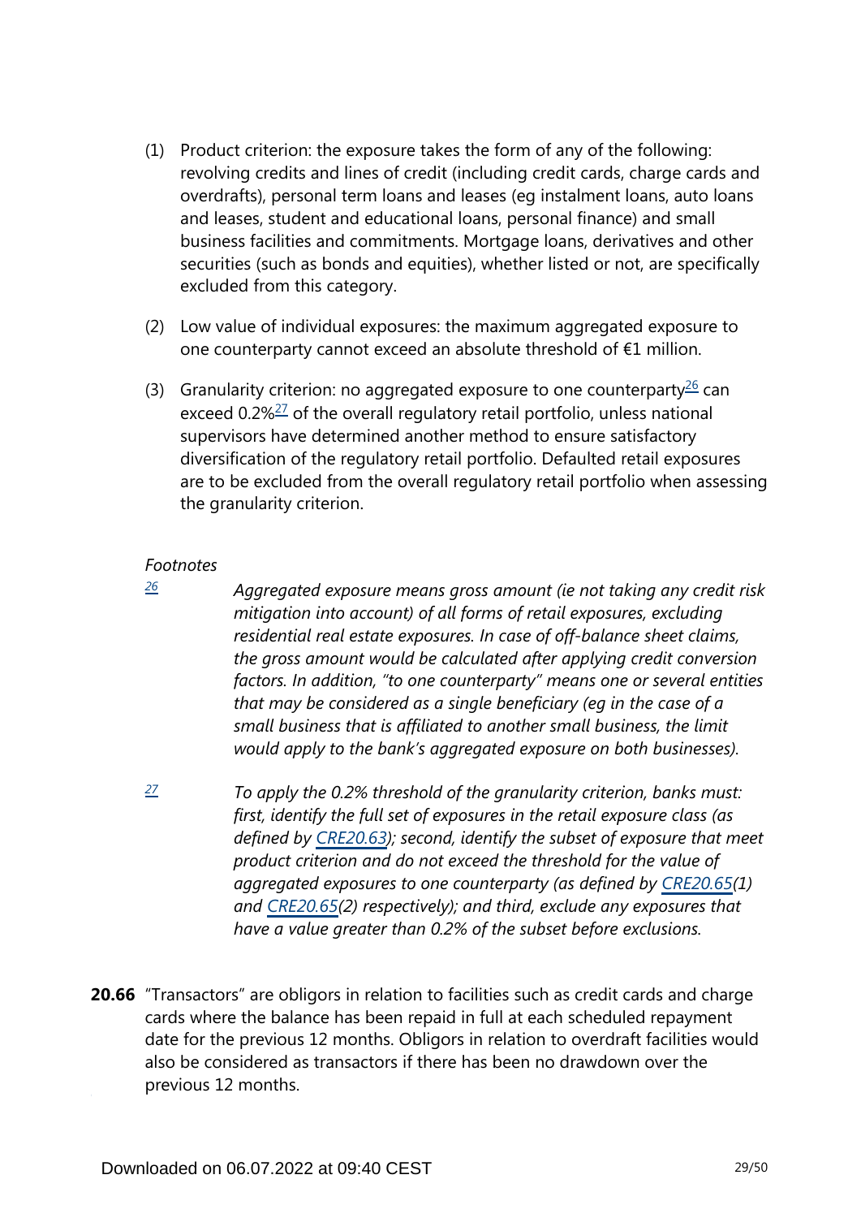(1) Product criterion: the exposure takes the form of any of the following: revolving credits and lines of credit (including credit cards, charge cards and overdrafts), personal term loans and leases (eg instalment loans, auto loans and leases, student and educational loans, personal finance) and small business facilities and commitments. Mortgage loans, derivatives and other securities (such as bonds and equities), whether listed or not, are specifically excluded from this category.

(2) Low value of individual exposures: the maximum aggregated exposure to one counterparty cannot exceed an absolute threshold of €1 million.

(3) Granularity criterion: no aggregated exposure to one counterparty[26] can exceed 0.2%[27] of the overall regulatory retail portfolio, unless national supervisors have determined another method to ensure satisfactory diversification of the regulatory retail portfolio. Defaulted retail exposures are to be excluded from the overall regulatory retail portfolio when assessing the granularity criterion.

*Footnotes*

[26] *Aggregated exposure means gross amount (ie not taking any credit risk mitigation into account) of all forms of retail exposures, excluding residential real estate exposures. In case of off-balance sheet claims, the gross amount would be calculated after applying credit conversion factors. In addition, "to one counterparty" means one or several entities that may be considered as a single beneficiary (eg in the case of a small business that is affiliated to another small business, the limit would apply to the bank's aggregated exposure on both businesses).*

[27] *To apply the 0.2% threshold of the granularity criterion, banks must: first, identify the full set of exposures in the retail exposure class (as defined by CRE20.63); second, identify the subset of exposure that meet product criterion and do not exceed the threshold for the value of aggregated exposures to one counterparty (as defined by CRE20.65(1) and CRE20.65(2) respectively); and third, exclude any exposures that have a value greater than 0.2% of the subset before exclusions.*

**20.66** "Transactors" are obligors in relation to facilities such as credit cards and charge cards where the balance has been repaid in full at each scheduled repayment date for the previous 12 months. Obligors in relation to overdraft facilities would also be considered as transactors if there has been no drawdown over the previous 12 months.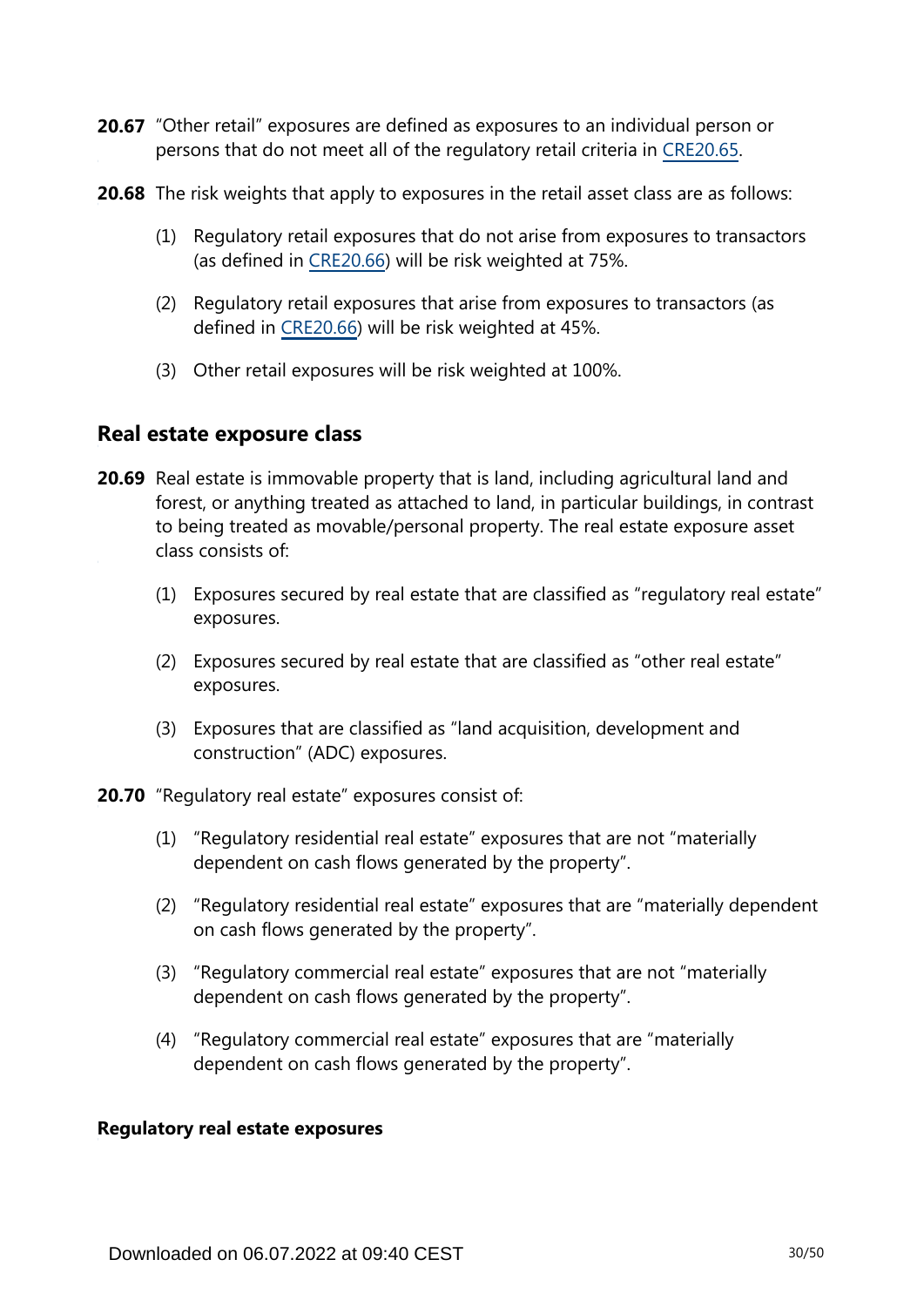**20.67** "Other retail" exposures are defined as exposures to an individual person or persons that do not meet all of the regulatory retail criteria in CRE20.65.

**20.68** The risk weights that apply to exposures in the retail asset class are as follows:

(1) Regulatory retail exposures that do not arise from exposures to transactors (as defined in CRE20.66) will be risk weighted at 75%.

(2) Regulatory retail exposures that arise from exposures to transactors (as defined in CRE20.66) will be risk weighted at 45%.

(3) Other retail exposures will be risk weighted at 100%.

## Real estate exposure class

**20.69** Real estate is immovable property that is land, including agricultural land and forest, or anything treated as attached to land, in particular buildings, in contrast to being treated as movable/personal property. The real estate exposure asset class consists of:

(1) Exposures secured by real estate that are classified as "regulatory real estate" exposures.

(2) Exposures secured by real estate that are classified as "other real estate" exposures.

(3) Exposures that are classified as "land acquisition, development and construction" (ADC) exposures.

**20.70** "Regulatory real estate" exposures consist of:

(1) "Regulatory residential real estate" exposures that are not "materially dependent on cash flows generated by the property".

(2) "Regulatory residential real estate" exposures that are "materially dependent on cash flows generated by the property".

(3) "Regulatory commercial real estate" exposures that are not "materially dependent on cash flows generated by the property".

(4) "Regulatory commercial real estate" exposures that are "materially dependent on cash flows generated by the property".

### Regulatory real estate exposures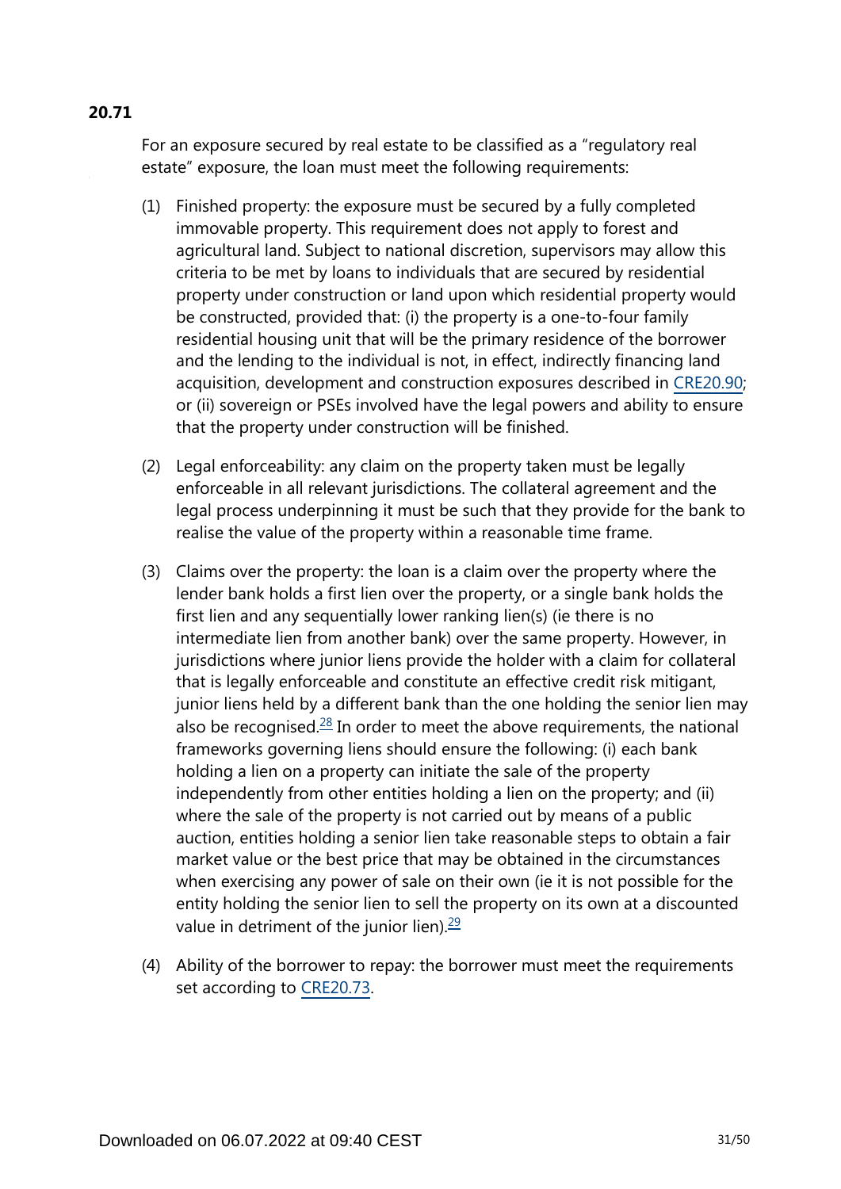**20.71**

For an exposure secured by real estate to be classified as a "regulatory real estate" exposure, the loan must meet the following requirements:

(1) Finished property: the exposure must be secured by a fully completed immovable property. This requirement does not apply to forest and agricultural land. Subject to national discretion, supervisors may allow this criteria to be met by loans to individuals that are secured by residential property under construction or land upon which residential property would be constructed, provided that: (i) the property is a one-to-four family residential housing unit that will be the primary residence of the borrower and the lending to the individual is not, in effect, indirectly financing land acquisition, development and construction exposures described in CRE20.90; or (ii) sovereign or PSEs involved have the legal powers and ability to ensure that the property under construction will be finished.

(2) Legal enforceability: any claim on the property taken must be legally enforceable in all relevant jurisdictions. The collateral agreement and the legal process underpinning it must be such that they provide for the bank to realise the value of the property within a reasonable time frame.

(3) Claims over the property: the loan is a claim over the property where the lender bank holds a first lien over the property, or a single bank holds the first lien and any sequentially lower ranking lien(s) (ie there is no intermediate lien from another bank) over the same property. However, in jurisdictions where junior liens provide the holder with a claim for collateral that is legally enforceable and constitute an effective credit risk mitigant, junior liens held by a different bank than the one holding the senior lien may also be recognised.[28] In order to meet the above requirements, the national frameworks governing liens should ensure the following: (i) each bank holding a lien on a property can initiate the sale of the property independently from other entities holding a lien on the property; and (ii) where the sale of the property is not carried out by means of a public auction, entities holding a senior lien take reasonable steps to obtain a fair market value or the best price that may be obtained in the circumstances when exercising any power of sale on their own (ie it is not possible for the entity holding the senior lien to sell the property on its own at a discounted value in detriment of the junior lien).[29]

(4) Ability of the borrower to repay: the borrower must meet the requirements set according to CRE20.73.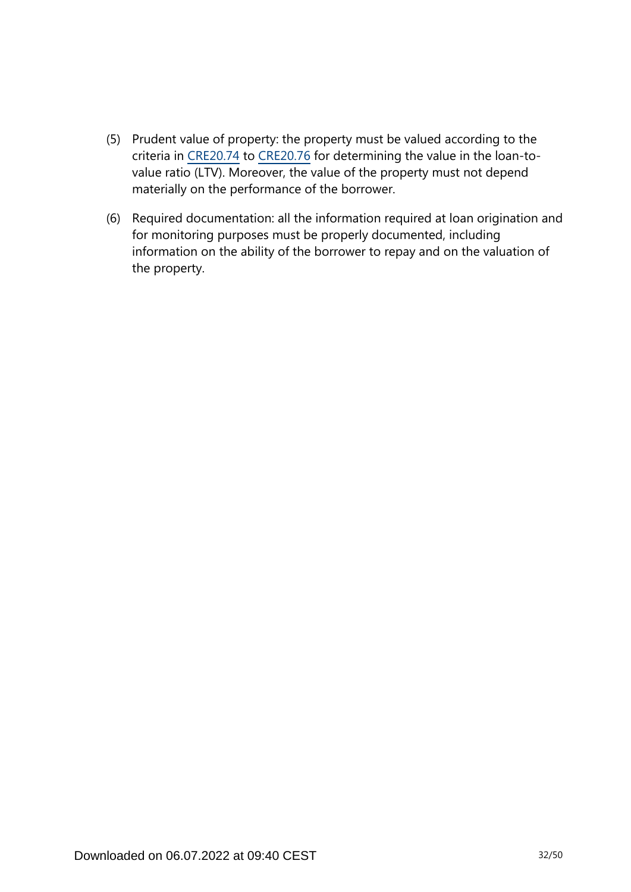(5) Prudent value of property: the property must be valued according to the criteria in CRE20.74 to CRE20.76 for determining the value in the loan-to-value ratio (LTV). Moreover, the value of the property must not depend materially on the performance of the borrower.

(6) Required documentation: all the information required at loan origination and for monitoring purposes must be properly documented, including information on the ability of the borrower to repay and on the valuation of the property.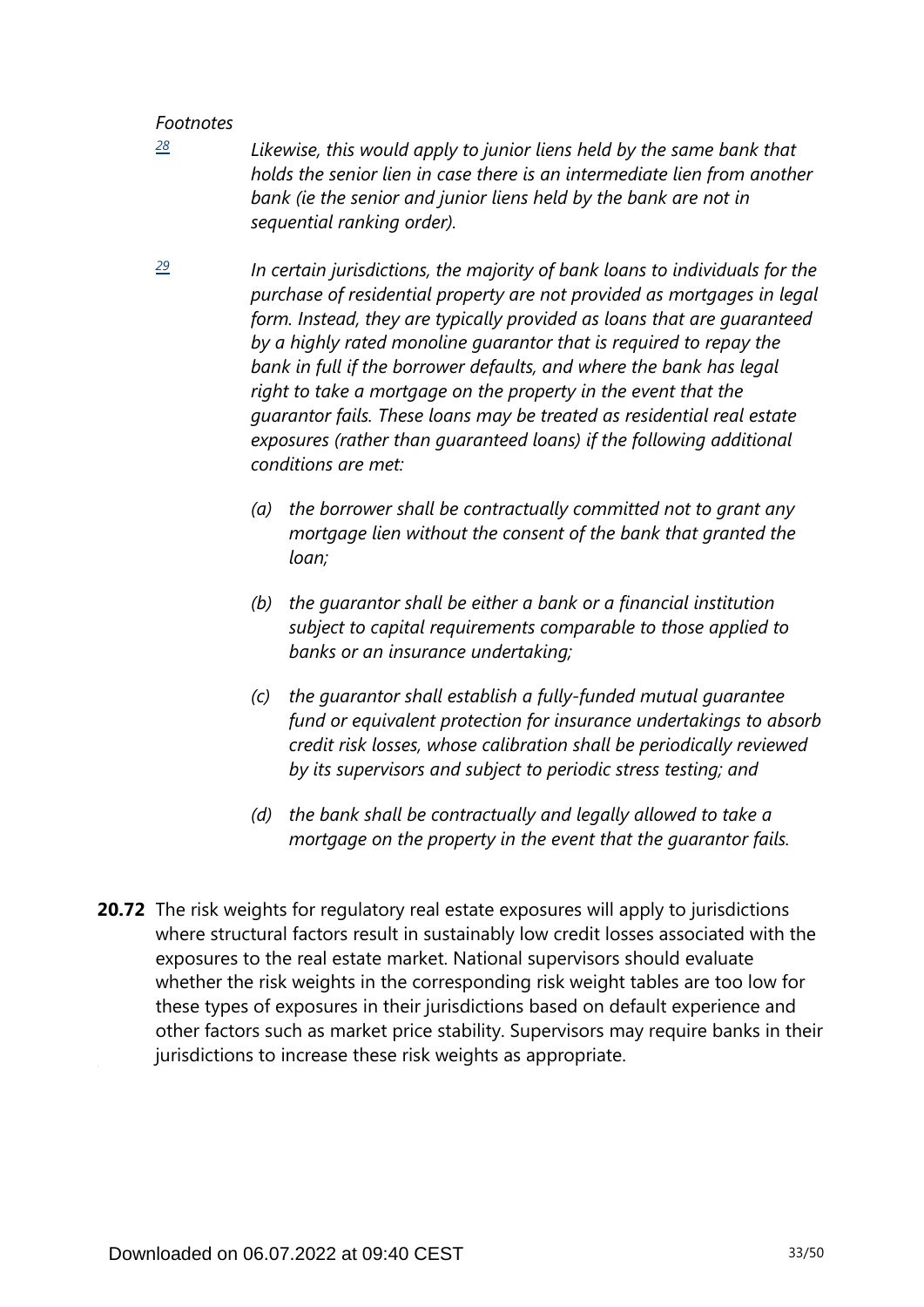*Footnotes*

[28] *Likewise, this would apply to junior liens held by the same bank that holds the senior lien in case there is an intermediate lien from another bank (ie the senior and junior liens held by the bank are not in sequential ranking order).*

[29] *In certain jurisdictions, the majority of bank loans to individuals for the purchase of residential property are not provided as mortgages in legal form. Instead, they are typically provided as loans that are guaranteed by a highly rated monoline guarantor that is required to repay the bank in full if the borrower defaults, and where the bank has legal right to take a mortgage on the property in the event that the guarantor fails. These loans may be treated as residential real estate exposures (rather than guaranteed loans) if the following additional conditions are met:*

- *(a) the borrower shall be contractually committed not to grant any mortgage lien without the consent of the bank that granted the loan;*
- *(b) the guarantor shall be either a bank or a financial institution subject to capital requirements comparable to those applied to banks or an insurance undertaking;*
- *(c) the guarantor shall establish a fully-funded mutual guarantee fund or equivalent protection for insurance undertakings to absorb credit risk losses, whose calibration shall be periodically reviewed by its supervisors and subject to periodic stress testing; and*
- *(d) the bank shall be contractually and legally allowed to take a mortgage on the property in the event that the guarantor fails.*

**20.72** The risk weights for regulatory real estate exposures will apply to jurisdictions where structural factors result in sustainably low credit losses associated with the exposures to the real estate market. National supervisors should evaluate whether the risk weights in the corresponding risk weight tables are too low for these types of exposures in their jurisdictions based on default experience and other factors such as market price stability. Supervisors may require banks in their jurisdictions to increase these risk weights as appropriate.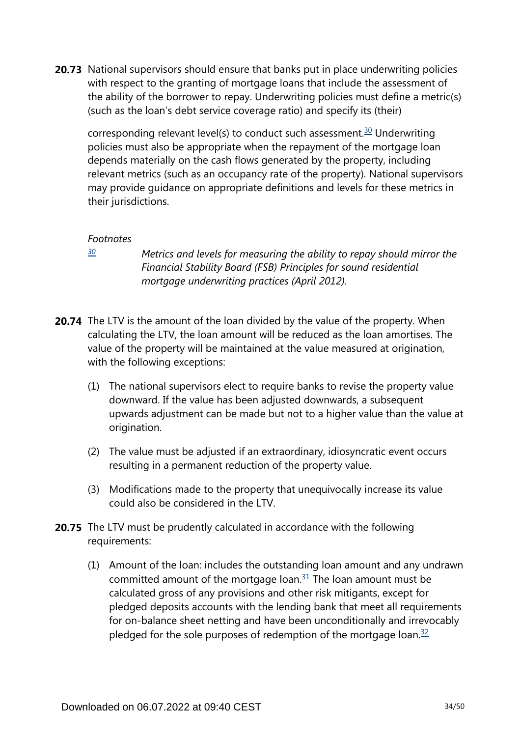**20.73** National supervisors should ensure that banks put in place underwriting policies with respect to the granting of mortgage loans that include the assessment of the ability of the borrower to repay. Underwriting policies must define a metric(s) (such as the loan's debt service coverage ratio) and specify its (their) corresponding relevant level(s) to conduct such assessment.[30] Underwriting policies must also be appropriate when the repayment of the mortgage loan depends materially on the cash flows generated by the property, including relevant metrics (such as an occupancy rate of the property). National supervisors may provide guidance on appropriate definitions and levels for these metrics in their jurisdictions.

*Footnotes*

[30] *Metrics and levels for measuring the ability to repay should mirror the Financial Stability Board (FSB) Principles for sound residential mortgage underwriting practices (April 2012).*

**20.74** The LTV is the amount of the loan divided by the value of the property. When calculating the LTV, the loan amount will be reduced as the loan amortises. The value of the property will be maintained at the value measured at origination, with the following exceptions:

(1) The national supervisors elect to require banks to revise the property value downward. If the value has been adjusted downwards, a subsequent upwards adjustment can be made but not to a higher value than the value at origination.

(2) The value must be adjusted if an extraordinary, idiosyncratic event occurs resulting in a permanent reduction of the property value.

(3) Modifications made to the property that unequivocally increase its value could also be considered in the LTV.

**20.75** The LTV must be prudently calculated in accordance with the following requirements:

(1) Amount of the loan: includes the outstanding loan amount and any undrawn committed amount of the mortgage loan.[31] The loan amount must be calculated gross of any provisions and other risk mitigants, except for pledged deposits accounts with the lending bank that meet all requirements for on-balance sheet netting and have been unconditionally and irrevocably pledged for the sole purposes of redemption of the mortgage loan.[32]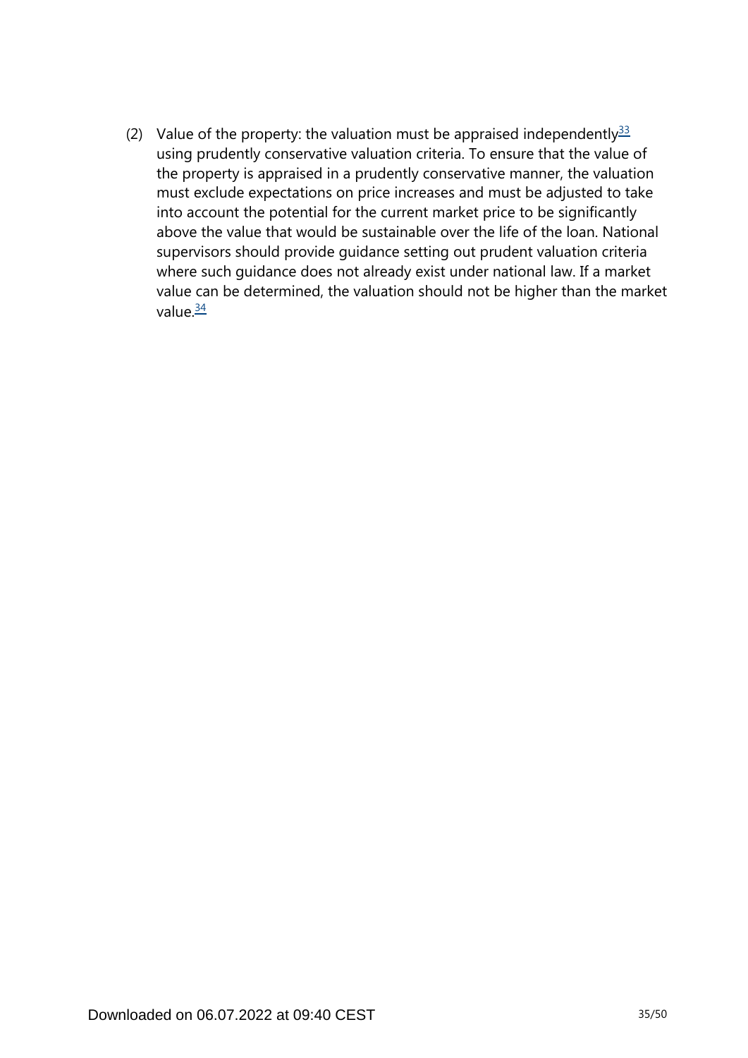(2) Value of the property: the valuation must be appraised independently[33] using prudently conservative valuation criteria. To ensure that the value of the property is appraised in a prudently conservative manner, the valuation must exclude expectations on price increases and must be adjusted to take into account the potential for the current market price to be significantly above the value that would be sustainable over the life of the loan. National supervisors should provide guidance setting out prudent valuation criteria where such guidance does not already exist under national law. If a market value can be determined, the valuation should not be higher than the market value.[34]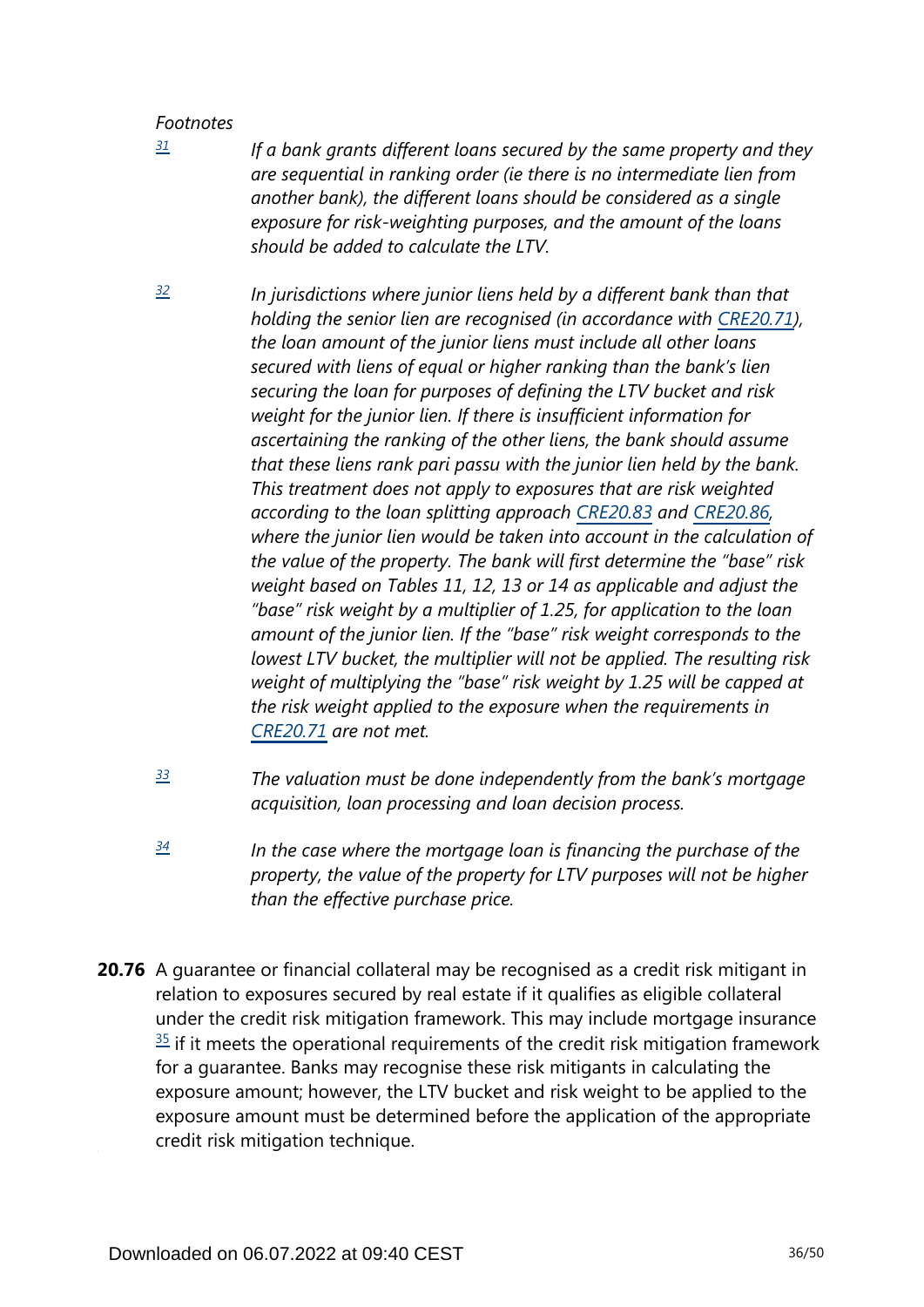*Footnotes*

[31] *If a bank grants different loans secured by the same property and they are sequential in ranking order (ie there is no intermediate lien from another bank), the different loans should be considered as a single exposure for risk-weighting purposes, and the amount of the loans should be added to calculate the LTV.*

[32] *In jurisdictions where junior liens held by a different bank than that holding the senior lien are recognised (in accordance with CRE20.71), the loan amount of the junior liens must include all other loans secured with liens of equal or higher ranking than the bank's lien securing the loan for purposes of defining the LTV bucket and risk weight for the junior lien. If there is insufficient information for ascertaining the ranking of the other liens, the bank should assume that these liens rank pari passu with the junior lien held by the bank. This treatment does not apply to exposures that are risk weighted according to the loan splitting approach CRE20.83 and CRE20.86, where the junior lien would be taken into account in the calculation of the value of the property. The bank will first determine the "base" risk weight based on Tables 11, 12, 13 or 14 as applicable and adjust the "base" risk weight by a multiplier of 1.25, for application to the loan amount of the junior lien. If the "base" risk weight corresponds to the lowest LTV bucket, the multiplier will not be applied. The resulting risk weight of multiplying the "base" risk weight by 1.25 will be capped at the risk weight applied to the exposure when the requirements in CRE20.71 are not met.*

[33] *The valuation must be done independently from the bank's mortgage acquisition, loan processing and loan decision process.*

[34] *In the case where the mortgage loan is financing the purchase of the property, the value of the property for LTV purposes will not be higher than the effective purchase price.*

**20.76** A guarantee or financial collateral may be recognised as a credit risk mitigant in relation to exposures secured by real estate if it qualifies as eligible collateral under the credit risk mitigation framework. This may include mortgage insurance [35] if it meets the operational requirements of the credit risk mitigation framework for a guarantee. Banks may recognise these risk mitigants in calculating the exposure amount; however, the LTV bucket and risk weight to be applied to the exposure amount must be determined before the application of the appropriate credit risk mitigation technique.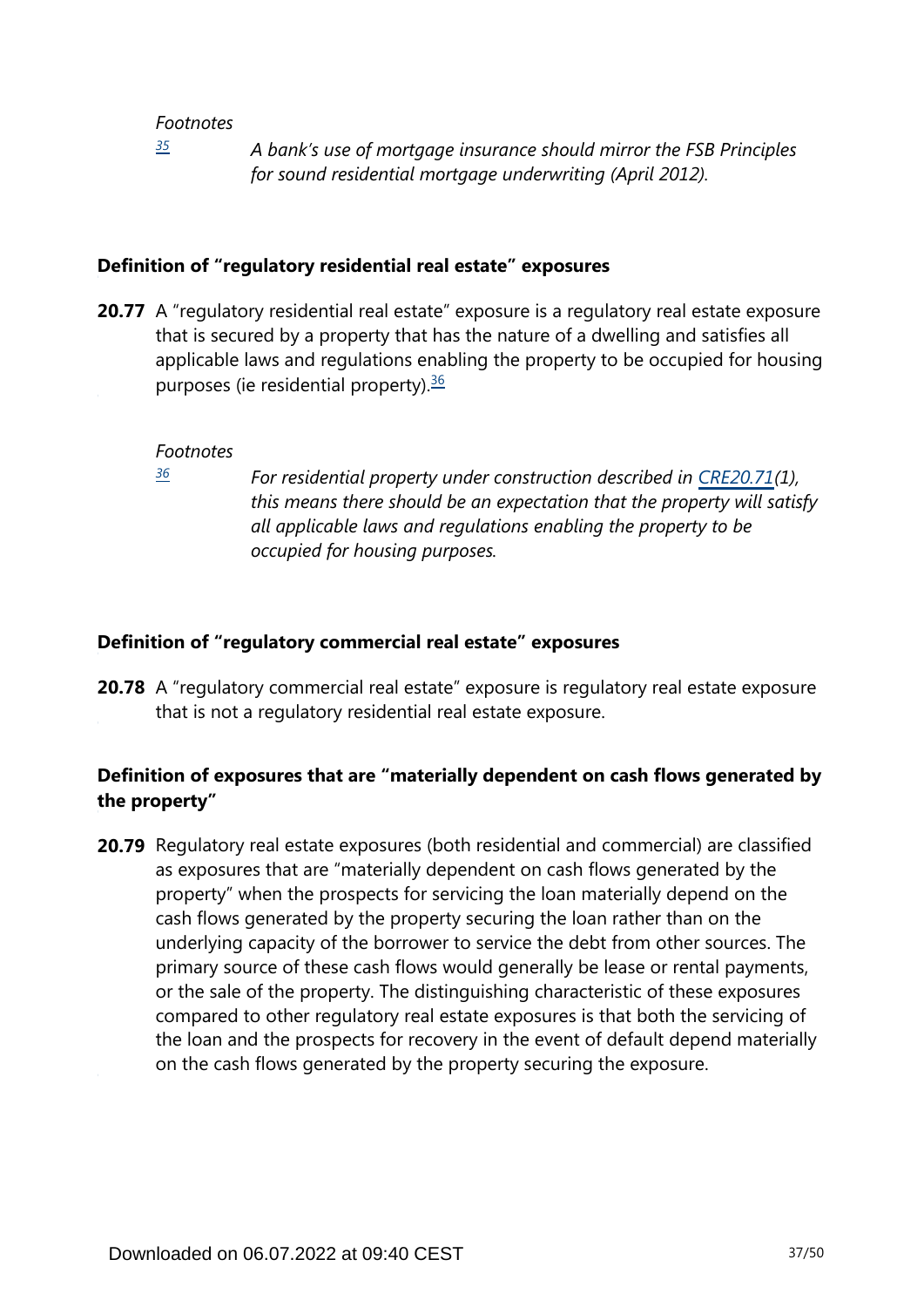*Footnotes*

[35] *A bank's use of mortgage insurance should mirror the FSB Principles for sound residential mortgage underwriting (April 2012).*

### Definition of "regulatory residential real estate" exposures

**20.77** A "regulatory residential real estate" exposure is a regulatory real estate exposure that is secured by a property that has the nature of a dwelling and satisfies all applicable laws and regulations enabling the property to be occupied for housing purposes (ie residential property).[36]

*Footnotes*

[36] *For residential property under construction described in CRE20.71(1), this means there should be an expectation that the property will satisfy all applicable laws and regulations enabling the property to be occupied for housing purposes.*

### Definition of "regulatory commercial real estate" exposures

**20.78** A "regulatory commercial real estate" exposure is regulatory real estate exposure that is not a regulatory residential real estate exposure.

### Definition of exposures that are "materially dependent on cash flows generated by the property"

**20.79** Regulatory real estate exposures (both residential and commercial) are classified as exposures that are "materially dependent on cash flows generated by the property" when the prospects for servicing the loan materially depend on the cash flows generated by the property securing the loan rather than on the underlying capacity of the borrower to service the debt from other sources. The primary source of these cash flows would generally be lease or rental payments, or the sale of the property. The distinguishing characteristic of these exposures compared to other regulatory real estate exposures is that both the servicing of the loan and the prospects for recovery in the event of default depend materially on the cash flows generated by the property securing the exposure.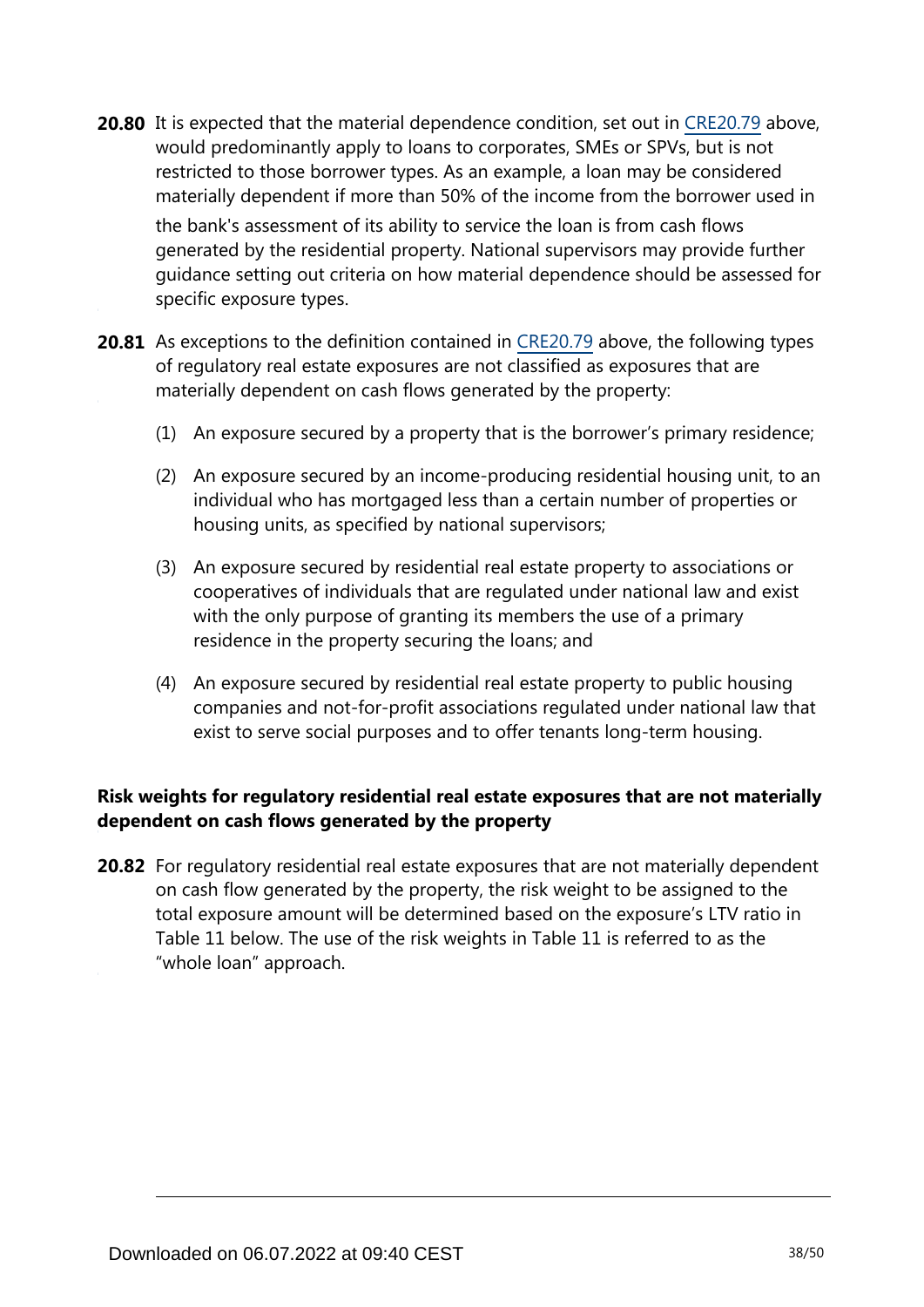**20.80** It is expected that the material dependence condition, set out in CRE20.79 above, would predominantly apply to loans to corporates, SMEs or SPVs, but is not restricted to those borrower types. As an example, a loan may be considered materially dependent if more than 50% of the income from the borrower used in the bank's assessment of its ability to service the loan is from cash flows generated by the residential property. National supervisors may provide further guidance setting out criteria on how material dependence should be assessed for specific exposure types.

**20.81** As exceptions to the definition contained in CRE20.79 above, the following types of regulatory real estate exposures are not classified as exposures that are materially dependent on cash flows generated by the property:

(1) An exposure secured by a property that is the borrower's primary residence;

(2) An exposure secured by an income-producing residential housing unit, to an individual who has mortgaged less than a certain number of properties or housing units, as specified by national supervisors;

(3) An exposure secured by residential real estate property to associations or cooperatives of individuals that are regulated under national law and exist with the only purpose of granting its members the use of a primary residence in the property securing the loans; and

(4) An exposure secured by residential real estate property to public housing companies and not-for-profit associations regulated under national law that exist to serve social purposes and to offer tenants long-term housing.

### Risk weights for regulatory residential real estate exposures that are not materially dependent on cash flows generated by the property

**20.82** For regulatory residential real estate exposures that are not materially dependent on cash flow generated by the property, the risk weight to be assigned to the total exposure amount will be determined based on the exposure's LTV ratio in Table 11 below. The use of the risk weights in Table 11 is referred to as the "whole loan" approach.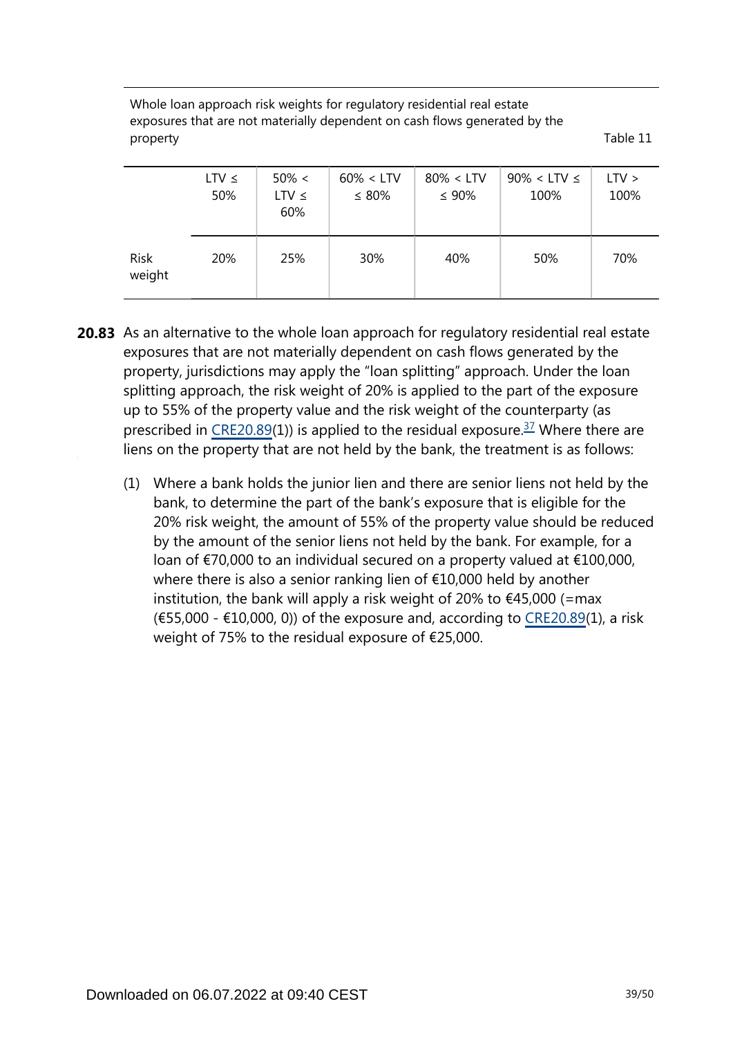Whole loan approach risk weights for regulatory residential real estate exposures that are not materially dependent on cash flows generated by the property

Table 11

| | LTV ≤ 50% | 50% < LTV ≤ 60% | 60% < LTV ≤ 80% | 80% < LTV ≤ 90% | 90% < LTV ≤ 100% | LTV > 100% |
|---|---|---|---|---|---|---|
| Risk weight | 20% | 25% | 30% | 40% | 50% | 70% |

**20.83** As an alternative to the whole loan approach for regulatory residential real estate exposures that are not materially dependent on cash flows generated by the property, jurisdictions may apply the "loan splitting" approach. Under the loan splitting approach, the risk weight of 20% is applied to the part of the exposure up to 55% of the property value and the risk weight of the counterparty (as prescribed in CRE20.89(1)) is applied to the residual exposure.[37] Where there are liens on the property that are not held by the bank, the treatment is as follows:

(1) Where a bank holds the junior lien and there are senior liens not held by the bank, to determine the part of the bank's exposure that is eligible for the 20% risk weight, the amount of 55% of the property value should be reduced by the amount of the senior liens not held by the bank. For example, for a loan of €70,000 to an individual secured on a property valued at €100,000, where there is also a senior ranking lien of €10,000 held by another institution, the bank will apply a risk weight of 20% to €45,000 (=max (€55,000 - €10,000, 0)) of the exposure and, according to CRE20.89(1), a risk weight of 75% to the residual exposure of €25,000.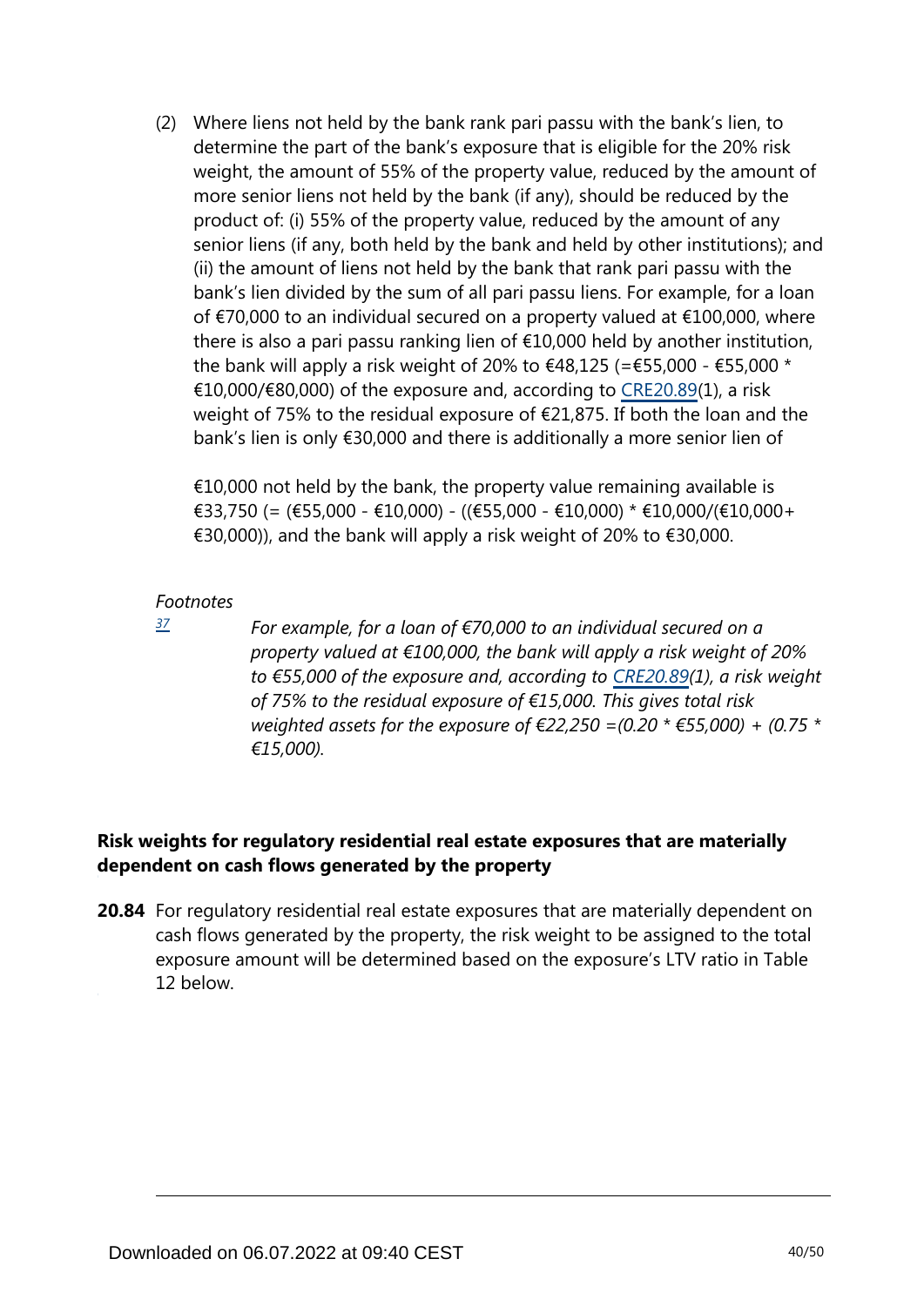(2) Where liens not held by the bank rank pari passu with the bank's lien, to determine the part of the bank's exposure that is eligible for the 20% risk weight, the amount of 55% of the property value, reduced by the amount of more senior liens not held by the bank (if any), should be reduced by the product of: (i) 55% of the property value, reduced by the amount of any senior liens (if any, both held by the bank and held by other institutions); and (ii) the amount of liens not held by the bank that rank pari passu with the bank's lien divided by the sum of all pari passu liens. For example, for a loan of €70,000 to an individual secured on a property valued at €100,000, where there is also a pari passu ranking lien of €10,000 held by another institution, the bank will apply a risk weight of 20% to €48,125 (=€55,000 - €55,000 * €10,000/€80,000) of the exposure and, according to CRE20.89(1), a risk weight of 75% to the residual exposure of €21,875. If both the loan and the bank's lien is only €30,000 and there is additionally a more senior lien of €10,000 not held by the bank, the property value remaining available is €33,750 (= (€55,000 - €10,000) - ((€55,000 - €10,000) * €10,000/(€10,000+ €30,000)), and the bank will apply a risk weight of 20% to €30,000.

*Footnotes*

[37] *For example, for a loan of €70,000 to an individual secured on a property valued at €100,000, the bank will apply a risk weight of 20% to €55,000 of the exposure and, according to CRE20.89(1), a risk weight of 75% to the residual exposure of €15,000. This gives total risk weighted assets for the exposure of €22,250 =(0.20 * €55,000) + (0.75 * €15,000).*

### Risk weights for regulatory residential real estate exposures that are materially dependent on cash flows generated by the property

**20.84** For regulatory residential real estate exposures that are materially dependent on cash flows generated by the property, the risk weight to be assigned to the total exposure amount will be determined based on the exposure's LTV ratio in Table 12 below.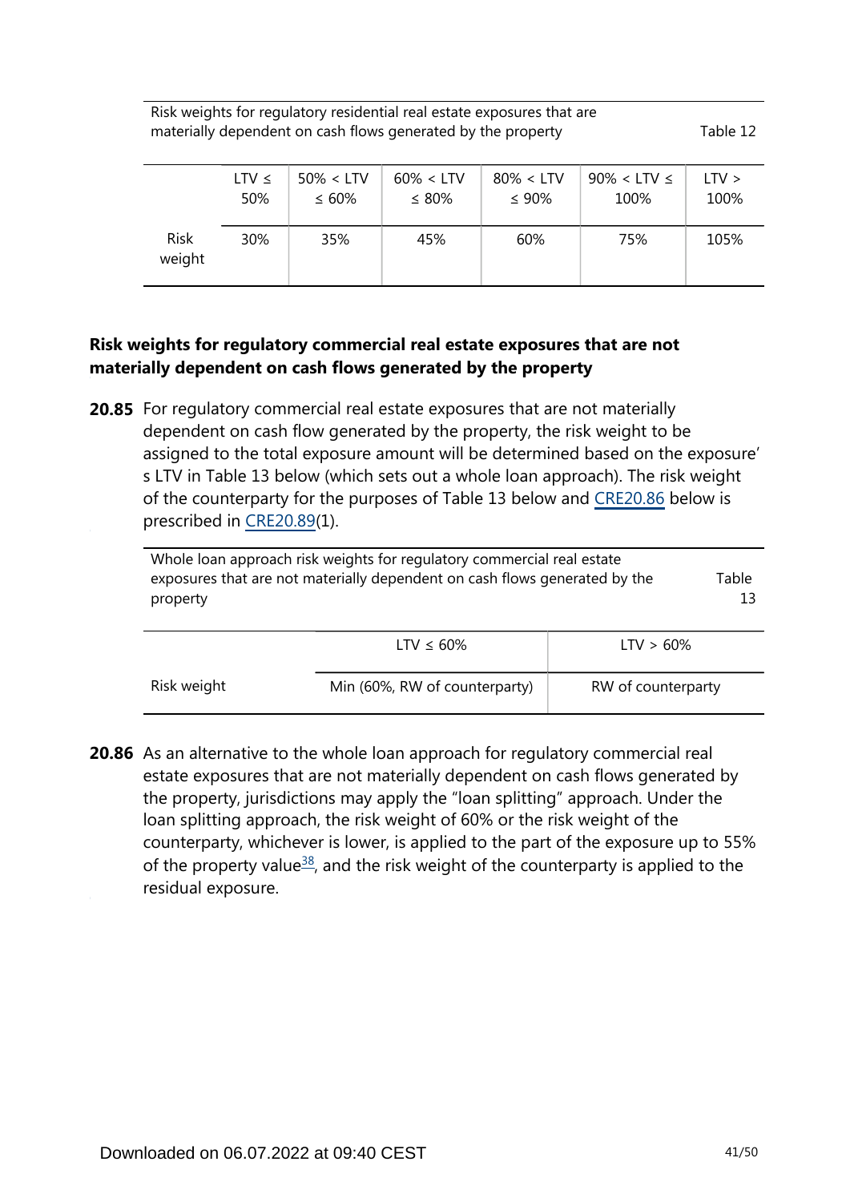Risk weights for regulatory residential real estate exposures that are materially dependent on cash flows generated by the property — Table 12

| | LTV ≤ 50% | 50% < LTV ≤ 60% | 60% < LTV ≤ 80% | 80% < LTV ≤ 90% | 90% < LTV ≤ 100% | LTV > 100% |
|---|---|---|---|---|---|---|
| Risk weight | 30% | 35% | 45% | 60% | 75% | 105% |

**Risk weights for regulatory commercial real estate exposures that are not materially dependent on cash flows generated by the property**

**20.85** For regulatory commercial real estate exposures that are not materially dependent on cash flow generated by the property, the risk weight to be assigned to the total exposure amount will be determined based on the exposure's LTV in Table 13 below (which sets out a whole loan approach). The risk weight of the counterparty for the purposes of Table 13 below and CRE20.86 below is prescribed in CRE20.89(1).

Whole loan approach risk weights for regulatory commercial real estate exposures that are not materially dependent on cash flows generated by the property — Table 13

| | LTV ≤ 60% | LTV > 60% |
|---|---|---|
| Risk weight | Min (60%, RW of counterparty) | RW of counterparty |

**20.86** As an alternative to the whole loan approach for regulatory commercial real estate exposures that are not materially dependent on cash flows generated by the property, jurisdictions may apply the "loan splitting" approach. Under the loan splitting approach, the risk weight of 60% or the risk weight of the counterparty, whichever is lower, is applied to the part of the exposure up to 55% of the property value[38], and the risk weight of the counterparty is applied to the residual exposure.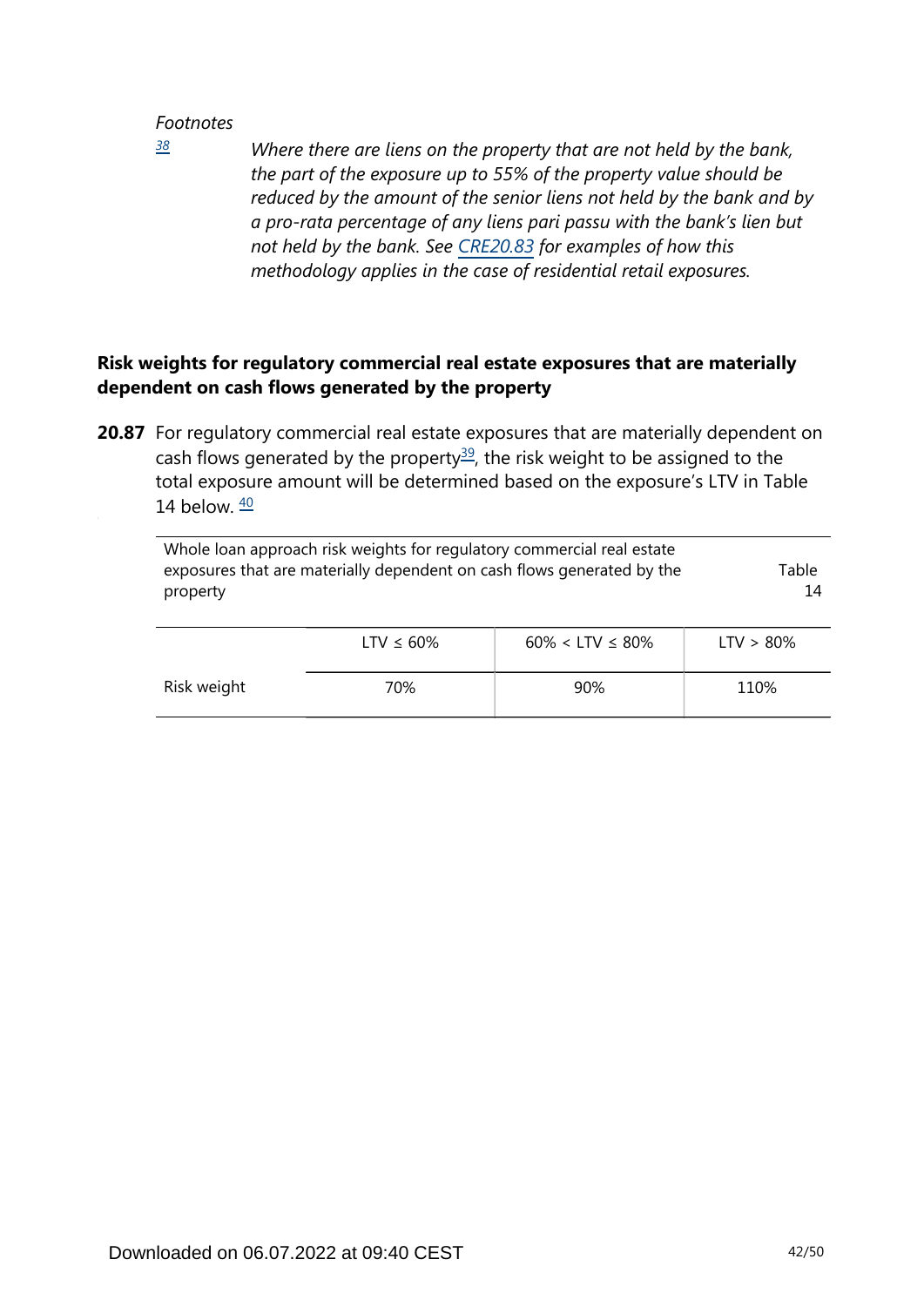*Footnotes*

[38] *Where there are liens on the property that are not held by the bank, the part of the exposure up to 55% of the property value should be reduced by the amount of the senior liens not held by the bank and by a pro-rata percentage of any liens pari passu with the bank's lien but not held by the bank. See CRE20.83 for examples of how this methodology applies in the case of residential retail exposures.*

### Risk weights for regulatory commercial real estate exposures that are materially dependent on cash flows generated by the property

**20.87** For regulatory commercial real estate exposures that are materially dependent on cash flows generated by the property[39], the risk weight to be assigned to the total exposure amount will be determined based on the exposure's LTV in Table 14 below. [40]

Whole loan approach risk weights for regulatory commercial real estate exposures that are materially dependent on cash flows generated by the property — Table 14

| | LTV ≤ 60% | 60% < LTV ≤ 80% | LTV > 80% |
|---|---|---|---|
| Risk weight | 70% | 90% | 110% |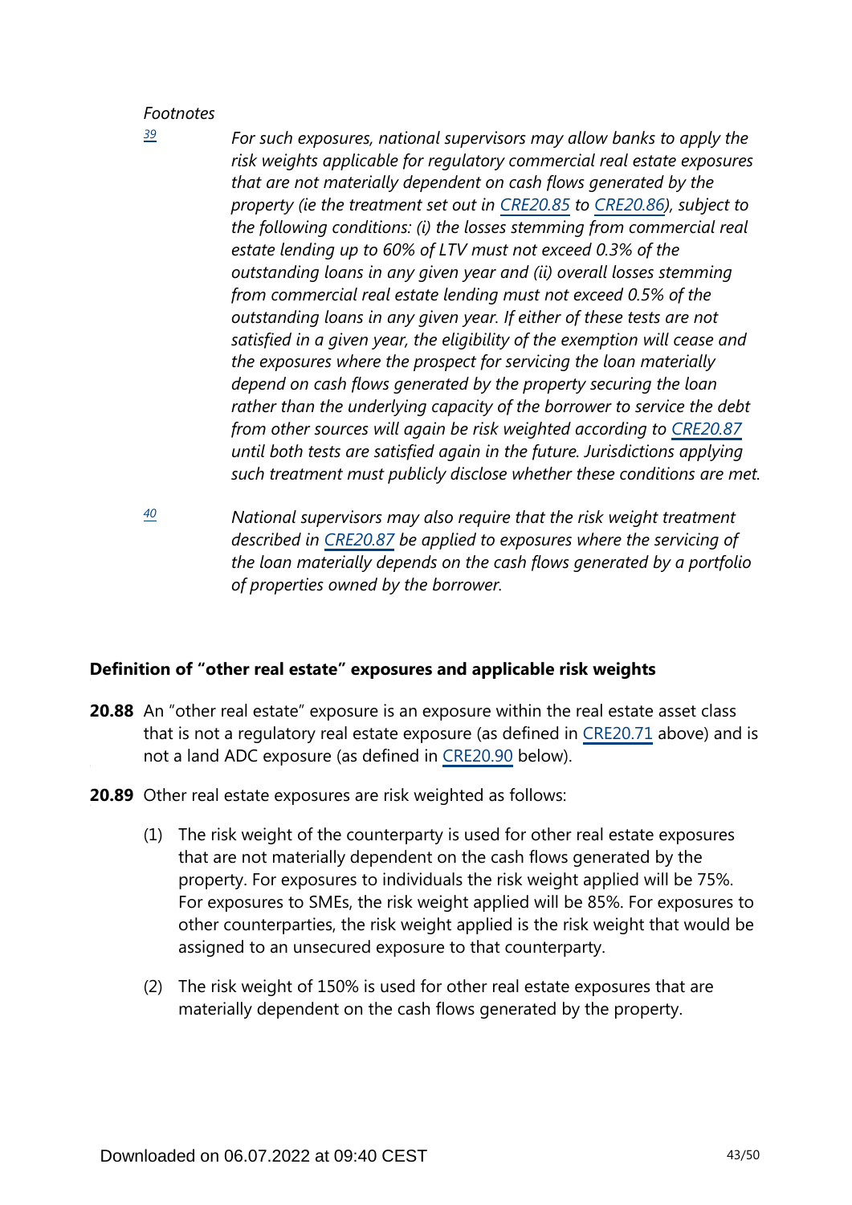*Footnotes*

[39] *For such exposures, national supervisors may allow banks to apply the risk weights applicable for regulatory commercial real estate exposures that are not materially dependent on cash flows generated by the property (ie the treatment set out in CRE20.85 to CRE20.86), subject to the following conditions: (i) the losses stemming from commercial real estate lending up to 60% of LTV must not exceed 0.3% of the outstanding loans in any given year and (ii) overall losses stemming from commercial real estate lending must not exceed 0.5% of the outstanding loans in any given year. If either of these tests are not satisfied in a given year, the eligibility of the exemption will cease and the exposures where the prospect for servicing the loan materially depend on cash flows generated by the property securing the loan rather than the underlying capacity of the borrower to service the debt from other sources will again be risk weighted according to CRE20.87 until both tests are satisfied again in the future. Jurisdictions applying such treatment must publicly disclose whether these conditions are met.*

[40] *National supervisors may also require that the risk weight treatment described in CRE20.87 be applied to exposures where the servicing of the loan materially depends on the cash flows generated by a portfolio of properties owned by the borrower.*

### Definition of "other real estate" exposures and applicable risk weights

**20.88** An "other real estate" exposure is an exposure within the real estate asset class that is not a regulatory real estate exposure (as defined in CRE20.71 above) and is not a land ADC exposure (as defined in CRE20.90 below).

**20.89** Other real estate exposures are risk weighted as follows:

(1) The risk weight of the counterparty is used for other real estate exposures that are not materially dependent on the cash flows generated by the property. For exposures to individuals the risk weight applied will be 75%. For exposures to SMEs, the risk weight applied will be 85%. For exposures to other counterparties, the risk weight applied is the risk weight that would be assigned to an unsecured exposure to that counterparty.

(2) The risk weight of 150% is used for other real estate exposures that are materially dependent on the cash flows generated by the property.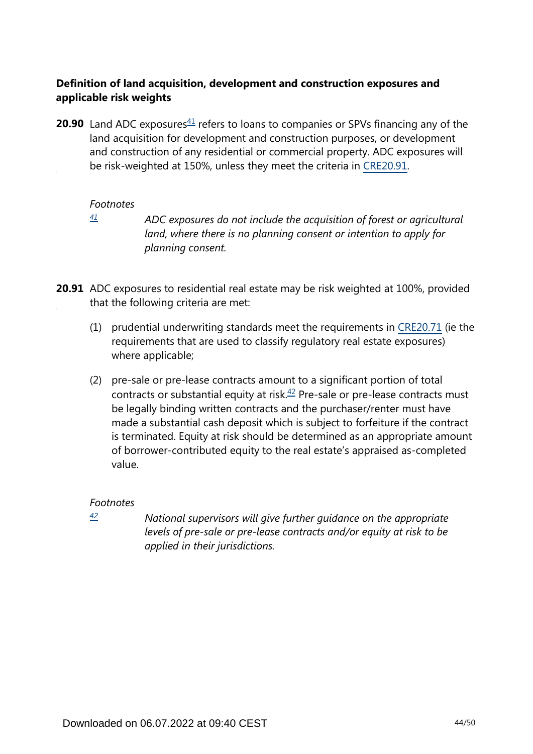### Definition of land acquisition, development and construction exposures and applicable risk weights

**20.90** Land ADC exposures[41] refers to loans to companies or SPVs financing any of the land acquisition for development and construction purposes, or development and construction of any residential or commercial property. ADC exposures will be risk-weighted at 150%, unless they meet the criteria in CRE20.91.

*Footnotes*

[41] *ADC exposures do not include the acquisition of forest or agricultural land, where there is no planning consent or intention to apply for planning consent.*

**20.91** ADC exposures to residential real estate may be risk weighted at 100%, provided that the following criteria are met:

(1) prudential underwriting standards meet the requirements in CRE20.71 (ie the requirements that are used to classify regulatory real estate exposures) where applicable;

(2) pre-sale or pre-lease contracts amount to a significant portion of total contracts or substantial equity at risk.[42] Pre-sale or pre-lease contracts must be legally binding written contracts and the purchaser/renter must have made a substantial cash deposit which is subject to forfeiture if the contract is terminated. Equity at risk should be determined as an appropriate amount of borrower-contributed equity to the real estate's appraised as-completed value.

*Footnotes*

[42] *National supervisors will give further guidance on the appropriate levels of pre-sale or pre-lease contracts and/or equity at risk to be applied in their jurisdictions.*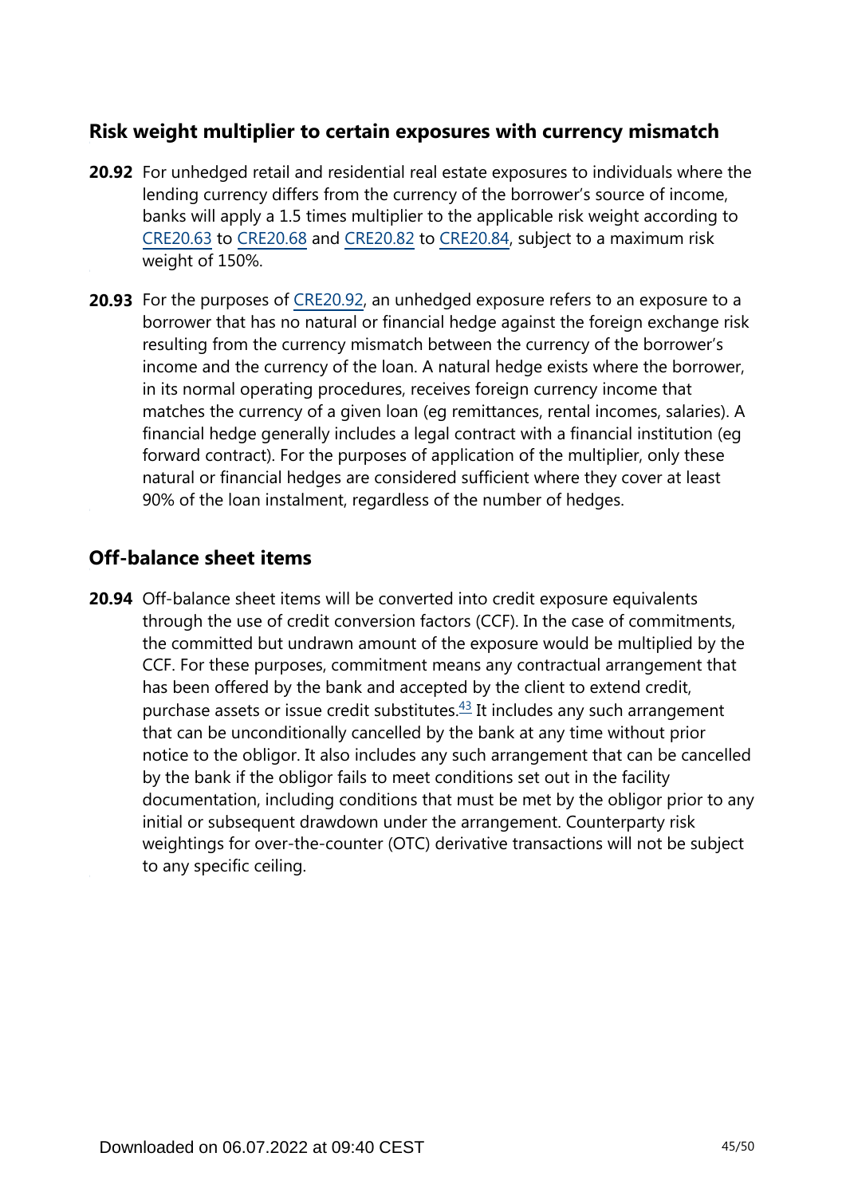## Risk weight multiplier to certain exposures with currency mismatch

**20.92** For unhedged retail and residential real estate exposures to individuals where the lending currency differs from the currency of the borrower's source of income, banks will apply a 1.5 times multiplier to the applicable risk weight according to CRE20.63 to CRE20.68 and CRE20.82 to CRE20.84, subject to a maximum risk weight of 150%.

**20.93** For the purposes of CRE20.92, an unhedged exposure refers to an exposure to a borrower that has no natural or financial hedge against the foreign exchange risk resulting from the currency mismatch between the currency of the borrower's income and the currency of the loan. A natural hedge exists where the borrower, in its normal operating procedures, receives foreign currency income that matches the currency of a given loan (eg remittances, rental incomes, salaries). A financial hedge generally includes a legal contract with a financial institution (eg forward contract). For the purposes of application of the multiplier, only these natural or financial hedges are considered sufficient where they cover at least 90% of the loan instalment, regardless of the number of hedges.

## Off-balance sheet items

**20.94** Off-balance sheet items will be converted into credit exposure equivalents through the use of credit conversion factors (CCF). In the case of commitments, the committed but undrawn amount of the exposure would be multiplied by the CCF. For these purposes, commitment means any contractual arrangement that has been offered by the bank and accepted by the client to extend credit, purchase assets or issue credit substitutes.[43] It includes any such arrangement that can be unconditionally cancelled by the bank at any time without prior notice to the obligor. It also includes any such arrangement that can be cancelled by the bank if the obligor fails to meet conditions set out in the facility documentation, including conditions that must be met by the obligor prior to any initial or subsequent drawdown under the arrangement. Counterparty risk weightings for over-the-counter (OTC) derivative transactions will not be subject to any specific ceiling.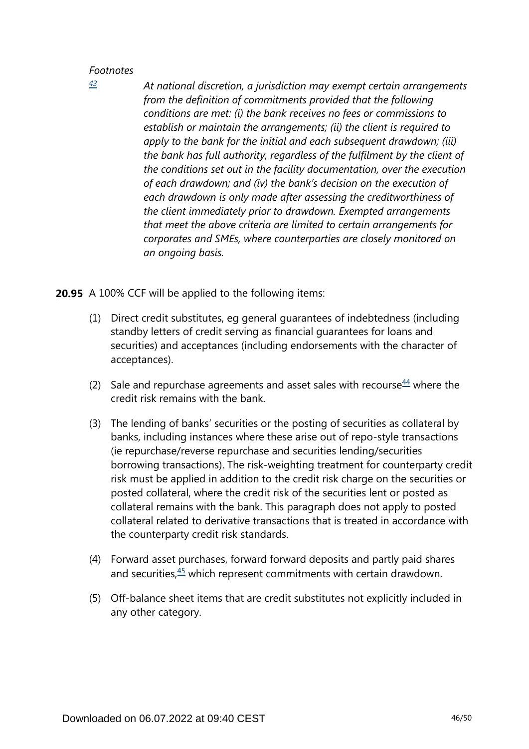*Footnotes*

[43] *At national discretion, a jurisdiction may exempt certain arrangements from the definition of commitments provided that the following conditions are met: (i) the bank receives no fees or commissions to establish or maintain the arrangements; (ii) the client is required to apply to the bank for the initial and each subsequent drawdown; (iii) the bank has full authority, regardless of the fulfilment by the client of the conditions set out in the facility documentation, over the execution of each drawdown; and (iv) the bank's decision on the execution of each drawdown is only made after assessing the creditworthiness of the client immediately prior to drawdown. Exempted arrangements that meet the above criteria are limited to certain arrangements for corporates and SMEs, where counterparties are closely monitored on an ongoing basis.*

**20.95** A 100% CCF will be applied to the following items:

(1) Direct credit substitutes, eg general guarantees of indebtedness (including standby letters of credit serving as financial guarantees for loans and securities) and acceptances (including endorsements with the character of acceptances).

(2) Sale and repurchase agreements and asset sales with recourse[44] where the credit risk remains with the bank.

(3) The lending of banks' securities or the posting of securities as collateral by banks, including instances where these arise out of repo-style transactions (ie repurchase/reverse repurchase and securities lending/securities borrowing transactions). The risk-weighting treatment for counterparty credit risk must be applied in addition to the credit risk charge on the securities or posted collateral, where the credit risk of the securities lent or posted as collateral remains with the bank. This paragraph does not apply to posted collateral related to derivative transactions that is treated in accordance with the counterparty credit risk standards.

(4) Forward asset purchases, forward forward deposits and partly paid shares and securities,[45] which represent commitments with certain drawdown.

(5) Off-balance sheet items that are credit substitutes not explicitly included in any other category.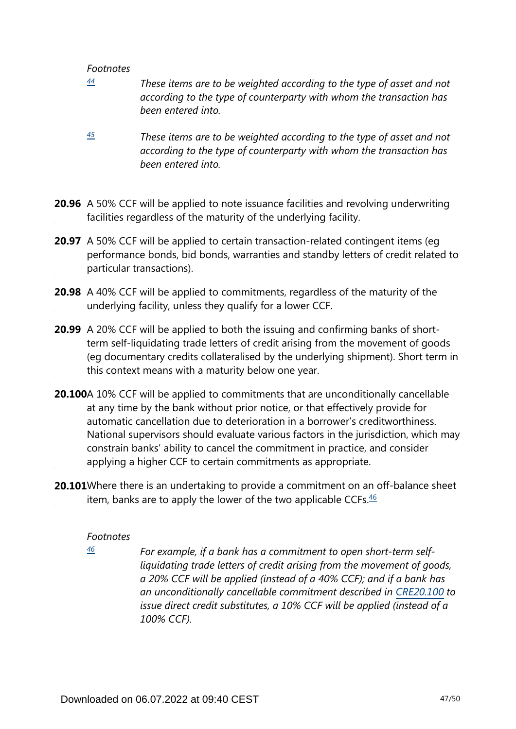*Footnotes*

[44] *These items are to be weighted according to the type of asset and not according to the type of counterparty with whom the transaction has been entered into.*

[45] *These items are to be weighted according to the type of asset and not according to the type of counterparty with whom the transaction has been entered into.*

**20.96** A 50% CCF will be applied to note issuance facilities and revolving underwriting facilities regardless of the maturity of the underlying facility.

**20.97** A 50% CCF will be applied to certain transaction-related contingent items (eg performance bonds, bid bonds, warranties and standby letters of credit related to particular transactions).

**20.98** A 40% CCF will be applied to commitments, regardless of the maturity of the underlying facility, unless they qualify for a lower CCF.

**20.99** A 20% CCF will be applied to both the issuing and confirming banks of short-term self-liquidating trade letters of credit arising from the movement of goods (eg documentary credits collateralised by the underlying shipment). Short term in this context means with a maturity below one year.

**20.100** A 10% CCF will be applied to commitments that are unconditionally cancellable at any time by the bank without prior notice, or that effectively provide for automatic cancellation due to deterioration in a borrower's creditworthiness. National supervisors should evaluate various factors in the jurisdiction, which may constrain banks' ability to cancel the commitment in practice, and consider applying a higher CCF to certain commitments as appropriate.

**20.101** Where there is an undertaking to provide a commitment on an off-balance sheet item, banks are to apply the lower of the two applicable CCFs.[46]

*Footnotes*

[46] *For example, if a bank has a commitment to open short-term self-liquidating trade letters of credit arising from the movement of goods, a 20% CCF will be applied (instead of a 40% CCF); and if a bank has an unconditionally cancellable commitment described in CRE20.100 to issue direct credit substitutes, a 10% CCF will be applied (instead of a 100% CCF).*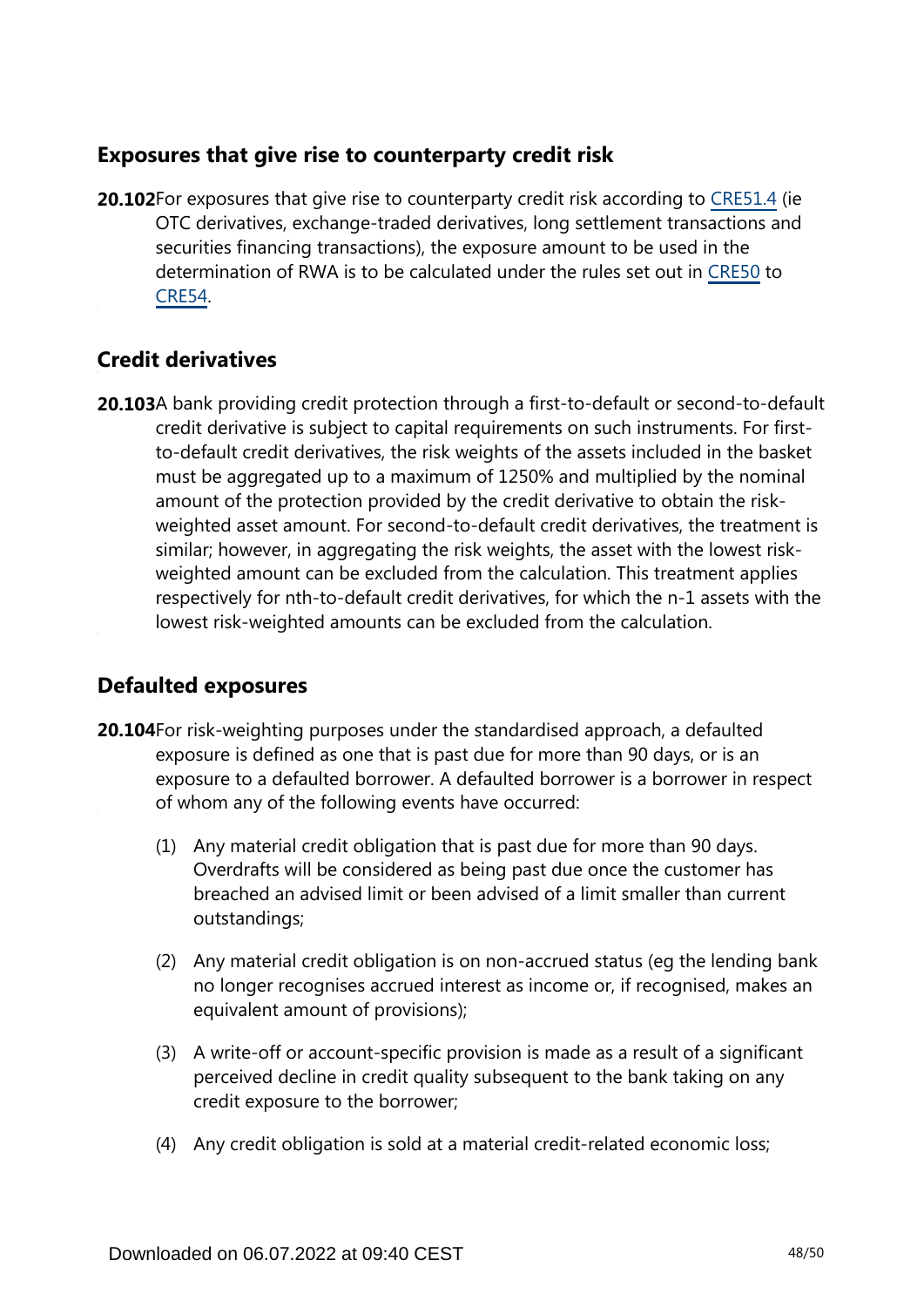## Exposures that give rise to counterparty credit risk

**20.102** For exposures that give rise to counterparty credit risk according to CRE51.4 (ie OTC derivatives, exchange-traded derivatives, long settlement transactions and securities financing transactions), the exposure amount to be used in the determination of RWA is to be calculated under the rules set out in CRE50 to CRE54.

## Credit derivatives

**20.103** A bank providing credit protection through a first-to-default or second-to-default credit derivative is subject to capital requirements on such instruments. For first-to-default credit derivatives, the risk weights of the assets included in the basket must be aggregated up to a maximum of 1250% and multiplied by the nominal amount of the protection provided by the credit derivative to obtain the risk-weighted asset amount. For second-to-default credit derivatives, the treatment is similar; however, in aggregating the risk weights, the asset with the lowest risk-weighted amount can be excluded from the calculation. This treatment applies respectively for nth-to-default credit derivatives, for which the n-1 assets with the lowest risk-weighted amounts can be excluded from the calculation.

## Defaulted exposures

**20.104** For risk-weighting purposes under the standardised approach, a defaulted exposure is defined as one that is past due for more than 90 days, or is an exposure to a defaulted borrower. A defaulted borrower is a borrower in respect of whom any of the following events have occurred:

(1) Any material credit obligation that is past due for more than 90 days. Overdrafts will be considered as being past due once the customer has breached an advised limit or been advised of a limit smaller than current outstandings;

(2) Any material credit obligation is on non-accrued status (eg the lending bank no longer recognises accrued interest as income or, if recognised, makes an equivalent amount of provisions);

(3) A write-off or account-specific provision is made as a result of a significant perceived decline in credit quality subsequent to the bank taking on any credit exposure to the borrower;

(4) Any credit obligation is sold at a material credit-related economic loss;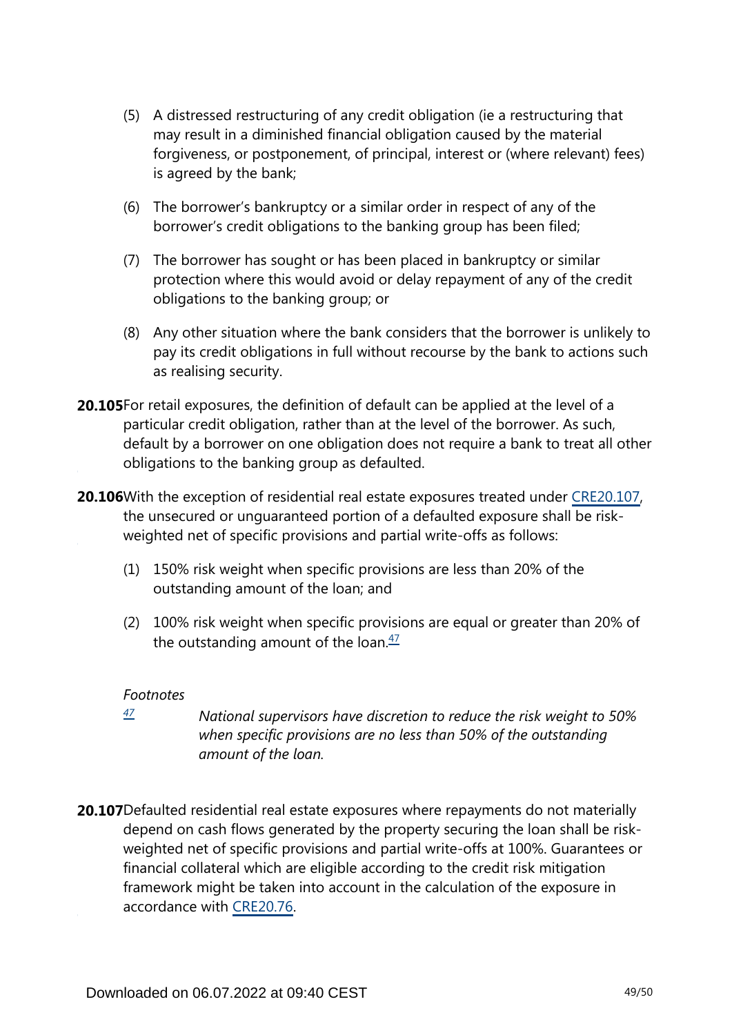(5) A distressed restructuring of any credit obligation (ie a restructuring that may result in a diminished financial obligation caused by the material forgiveness, or postponement, of principal, interest or (where relevant) fees) is agreed by the bank;

(6) The borrower's bankruptcy or a similar order in respect of any of the borrower's credit obligations to the banking group has been filed;

(7) The borrower has sought or has been placed in bankruptcy or similar protection where this would avoid or delay repayment of any of the credit obligations to the banking group; or

(8) Any other situation where the bank considers that the borrower is unlikely to pay its credit obligations in full without recourse by the bank to actions such as realising security.

**20.105** For retail exposures, the definition of default can be applied at the level of a particular credit obligation, rather than at the level of the borrower. As such, default by a borrower on one obligation does not require a bank to treat all other obligations to the banking group as defaulted.

**20.106** With the exception of residential real estate exposures treated under CRE20.107, the unsecured or unguaranteed portion of a defaulted exposure shall be risk-weighted net of specific provisions and partial write-offs as follows:

(1) 150% risk weight when specific provisions are less than 20% of the outstanding amount of the loan; and

(2) 100% risk weight when specific provisions are equal or greater than 20% of the outstanding amount of the loan.[47]

*Footnotes*

[47] *National supervisors have discretion to reduce the risk weight to 50% when specific provisions are no less than 50% of the outstanding amount of the loan.*

**20.107** Defaulted residential real estate exposures where repayments do not materially depend on cash flows generated by the property securing the loan shall be risk-weighted net of specific provisions and partial write-offs at 100%. Guarantees or financial collateral which are eligible according to the credit risk mitigation framework might be taken into account in the calculation of the exposure in accordance with CRE20.76.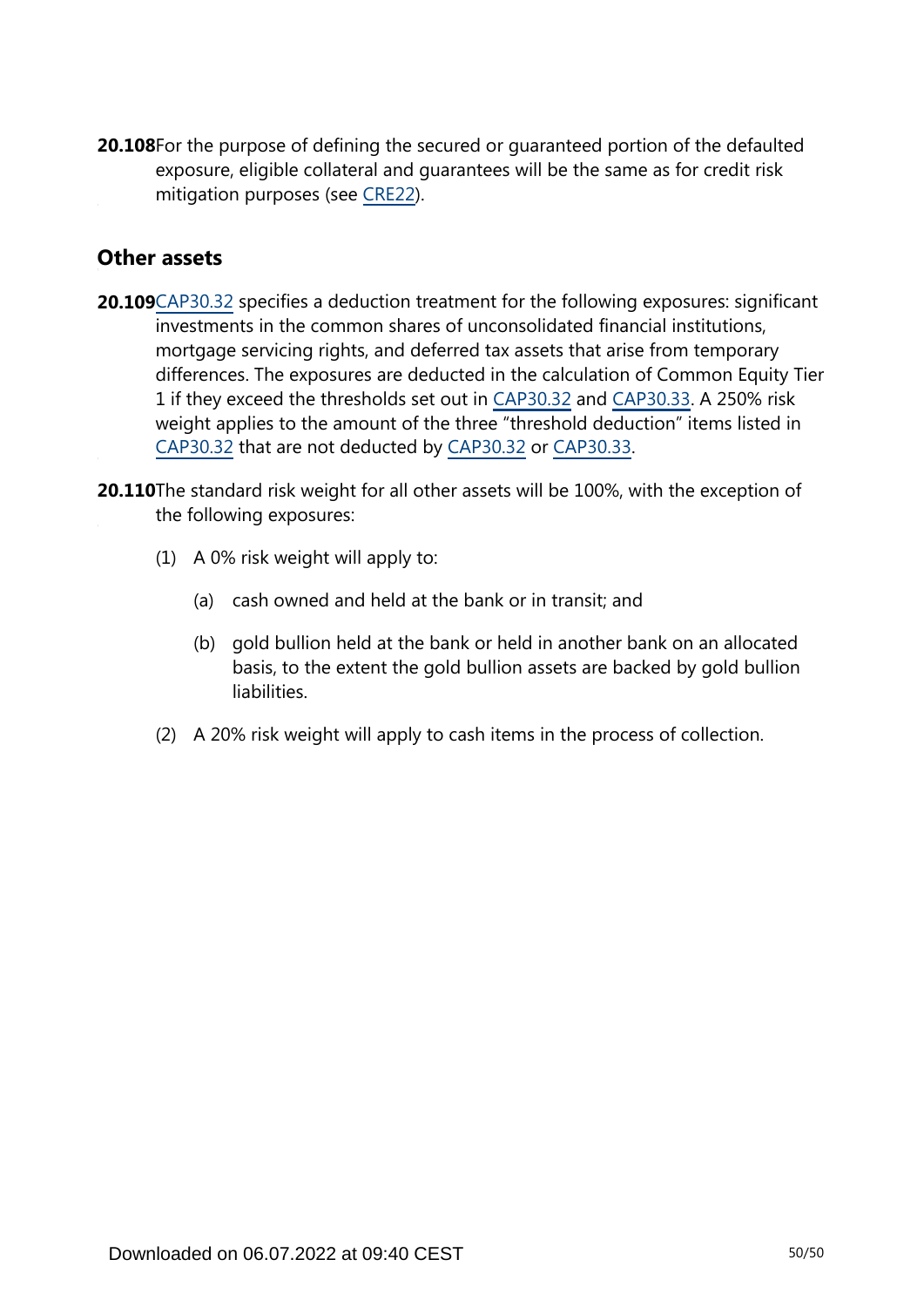**20.108** For the purpose of defining the secured or guaranteed portion of the defaulted exposure, eligible collateral and guarantees will be the same as for credit risk mitigation purposes (see CRE22).

## Other assets

**20.109** CAP30.32 specifies a deduction treatment for the following exposures: significant investments in the common shares of unconsolidated financial institutions, mortgage servicing rights, and deferred tax assets that arise from temporary differences. The exposures are deducted in the calculation of Common Equity Tier 1 if they exceed the thresholds set out in CAP30.32 and CAP30.33. A 250% risk weight applies to the amount of the three "threshold deduction" items listed in CAP30.32 that are not deducted by CAP30.32 or CAP30.33.

**20.110** The standard risk weight for all other assets will be 100%, with the exception of the following exposures:

(1) A 0% risk weight will apply to:

(a) cash owned and held at the bank or in transit; and

(b) gold bullion held at the bank or held in another bank on an allocated basis, to the extent the gold bullion assets are backed by gold bullion liabilities.

(2) A 20% risk weight will apply to cash items in the process of collection.

Downloaded on 06.07.2022 at 09:40 CEST